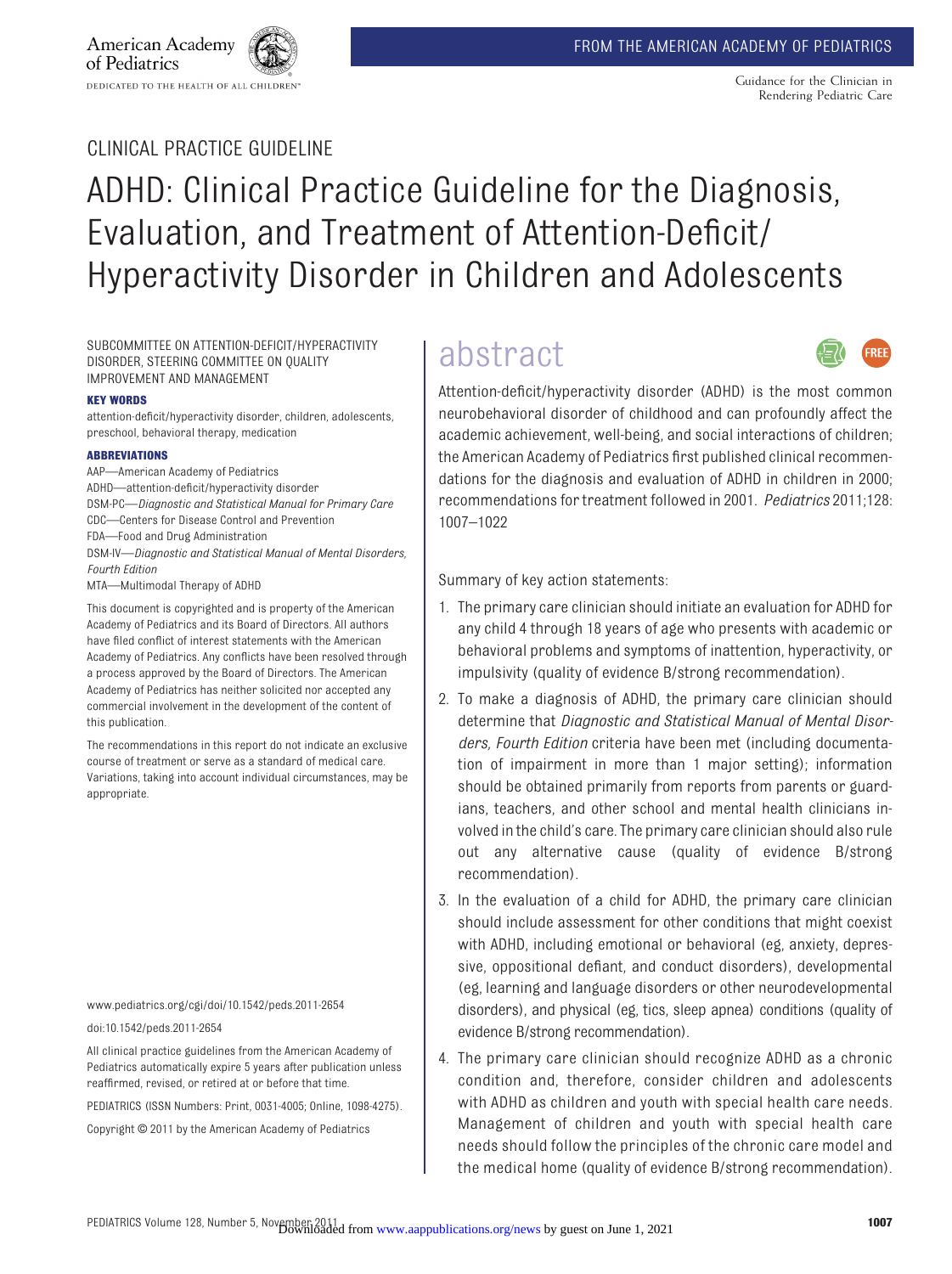American Academy of Pediatrics

DEDICATED TO THE HEALTH OF ALL CHILDREN™

FROM THE AMERICAN ACADEMY OF PEDIATRICS

Guidance for the Clinician in Rendering Pediatric Care

CLINICAL PRACTICE GUIDELINE

# ADHD: Clinical Practice Guideline for the Diagnosis, Evaluation, and Treatment of Attention-Deficit/Hyperactivity Disorder in Children and Adolescents

SUBCOMMITTEE ON ATTENTION-DEFICIT/HYPERACTIVITY DISORDER, STEERING COMMITTEE ON QUALITY IMPROVEMENT AND MANAGEMENT

**KEY WORDS**

attention-deficit/hyperactivity disorder, children, adolescents, preschool, behavioral therapy, medication

**ABBREVIATIONS**

AAP—American Academy of Pediatrics
ADHD—attention-deficit/hyperactivity disorder
DSM-PC—*Diagnostic and Statistical Manual for Primary Care*
CDC—Centers for Disease Control and Prevention
FDA—Food and Drug Administration
DSM-IV—*Diagnostic and Statistical Manual of Mental Disorders, Fourth Edition*
MTA—Multimodal Therapy of ADHD

This document is copyrighted and is property of the American Academy of Pediatrics and its Board of Directors. All authors have filed conflict of interest statements with the American Academy of Pediatrics. Any conflicts have been resolved through a process approved by the Board of Directors. The American Academy of Pediatrics has neither solicited nor accepted any commercial involvement in the development of the content of this publication.

The recommendations in this report do not indicate an exclusive course of treatment or serve as a standard of medical care. Variations, taking into account individual circumstances, may be appropriate.

www.pediatrics.org/cgi/doi/10.1542/peds.2011-2654

doi:10.1542/peds.2011-2654

All clinical practice guidelines from the American Academy of Pediatrics automatically expire 5 years after publication unless reaffirmed, revised, or retired at or before that time.

PEDIATRICS (ISSN Numbers: Print, 0031-4005; Online, 1098-4275).

Copyright © 2011 by the American Academy of Pediatrics

## abstract

Attention-deficit/hyperactivity disorder (ADHD) is the most common neurobehavioral disorder of childhood and can profoundly affect the academic achievement, well-being, and social interactions of children; the American Academy of Pediatrics first published clinical recommendations for the diagnosis and evaluation of ADHD in children in 2000; recommendations for treatment followed in 2001. *Pediatrics* 2011;128:1007–1022

Summary of key action statements:

1. The primary care clinician should initiate an evaluation for ADHD for any child 4 through 18 years of age who presents with academic or behavioral problems and symptoms of inattention, hyperactivity, or impulsivity (quality of evidence B/strong recommendation).
2. To make a diagnosis of ADHD, the primary care clinician should determine that *Diagnostic and Statistical Manual of Mental Disorders, Fourth Edition* criteria have been met (including documentation of impairment in more than 1 major setting); information should be obtained primarily from reports from parents or guardians, teachers, and other school and mental health clinicians involved in the child's care. The primary care clinician should also rule out any alternative cause (quality of evidence B/strong recommendation).
3. In the evaluation of a child for ADHD, the primary care clinician should include assessment for other conditions that might coexist with ADHD, including emotional or behavioral (eg, anxiety, depressive, oppositional defiant, and conduct disorders), developmental (eg, learning and language disorders or other neurodevelopmental disorders), and physical (eg, tics, sleep apnea) conditions (quality of evidence B/strong recommendation).
4. The primary care clinician should recognize ADHD as a chronic condition and, therefore, consider children and adolescents with ADHD as children and youth with special health care needs. Management of children and youth with special health care needs should follow the principles of the chronic care model and the medical home (quality of evidence B/strong recommendation).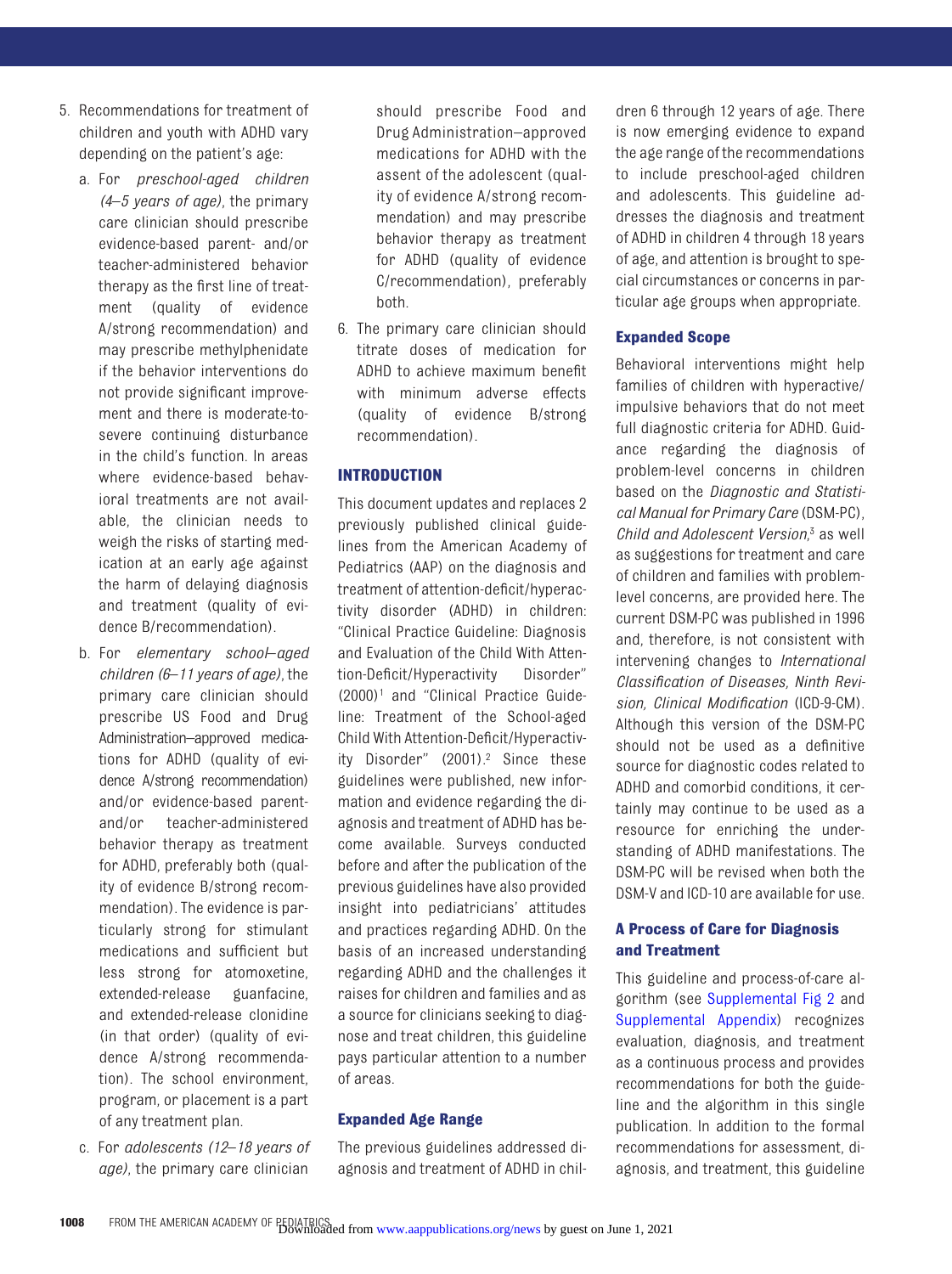5. Recommendations for treatment of children and youth with ADHD vary depending on the patient's age:
   a. For *preschool-aged children (4–5 years of age)*, the primary care clinician should prescribe evidence-based parent- and/or teacher-administered behavior therapy as the first line of treatment (quality of evidence A/strong recommendation) and may prescribe methylphenidate if the behavior interventions do not provide significant improvement and there is moderate-to-severe continuing disturbance in the child's function. In areas where evidence-based behavioral treatments are not available, the clinician needs to weigh the risks of starting medication at an early age against the harm of delaying diagnosis and treatment (quality of evidence B/recommendation).
   b. For *elementary school–aged children (6–11 years of age)*, the primary care clinician should prescribe US Food and Drug Administration–approved medications for ADHD (quality of evidence A/strong recommendation) and/or evidence-based parent- and/or teacher-administered behavior therapy as treatment for ADHD, preferably both (quality of evidence B/strong recommendation). The evidence is particularly strong for stimulant medications and sufficient but less strong for atomoxetine, extended-release guanfacine, and extended-release clonidine (in that order) (quality of evidence A/strong recommendation). The school environment, program, or placement is a part of any treatment plan.
   c. For *adolescents (12–18 years of age)*, the primary care clinician should prescribe Food and Drug Administration–approved medications for ADHD with the assent of the adolescent (quality of evidence A/strong recommendation) and may prescribe behavior therapy as treatment for ADHD (quality of evidence C/recommendation), preferably both.
6. The primary care clinician should titrate doses of medication for ADHD to achieve maximum benefit with minimum adverse effects (quality of evidence B/strong recommendation).

## INTRODUCTION

This document updates and replaces 2 previously published clinical guidelines from the American Academy of Pediatrics (AAP) on the diagnosis and treatment of attention-deficit/hyperactivity disorder (ADHD) in children: "Clinical Practice Guideline: Diagnosis and Evaluation of the Child With Attention-Deficit/Hyperactivity Disorder" (2000)[1] and "Clinical Practice Guideline: Treatment of the School-aged Child With Attention-Deficit/Hyperactivity Disorder" (2001).[2] Since these guidelines were published, new information and evidence regarding the diagnosis and treatment of ADHD has become available. Surveys conducted before and after the publication of the previous guidelines have also provided insight into pediatricians' attitudes and practices regarding ADHD. On the basis of an increased understanding regarding ADHD and the challenges it raises for children and families and as a source for clinicians seeking to diagnose and treat children, this guideline pays particular attention to a number of areas.

### Expanded Age Range

The previous guidelines addressed diagnosis and treatment of ADHD in children 6 through 12 years of age. There is now emerging evidence to expand the age range of the recommendations to include preschool-aged children and adolescents. This guideline addresses the diagnosis and treatment of ADHD in children 4 through 18 years of age, and attention is brought to special circumstances or concerns in particular age groups when appropriate.

### Expanded Scope

Behavioral interventions might help families of children with hyperactive/impulsive behaviors that do not meet full diagnostic criteria for ADHD. Guidance regarding the diagnosis of problem-level concerns in children based on the *Diagnostic and Statistical Manual for Primary Care* (DSM-PC), *Child and Adolescent Version*,[3] as well as suggestions for treatment and care of children and families with problem-level concerns, are provided here. The current DSM-PC was published in 1996 and, therefore, is not consistent with intervening changes to *International Classification of Diseases, Ninth Revision, Clinical Modification* (ICD-9-CM). Although this version of the DSM-PC should not be used as a definitive source for diagnostic codes related to ADHD and comorbid conditions, it certainly may continue to be used as a resource for enriching the understanding of ADHD manifestations. The DSM-PC will be revised when both the DSM-V and ICD-10 are available for use.

### A Process of Care for Diagnosis and Treatment

This guideline and process-of-care algorithm (see Supplemental Fig 2 and Supplemental Appendix) recognizes evaluation, diagnosis, and treatment as a continuous process and provides recommendations for both the guideline and the algorithm in this single publication. In addition to the formal recommendations for assessment, diagnosis, and treatment, this guideline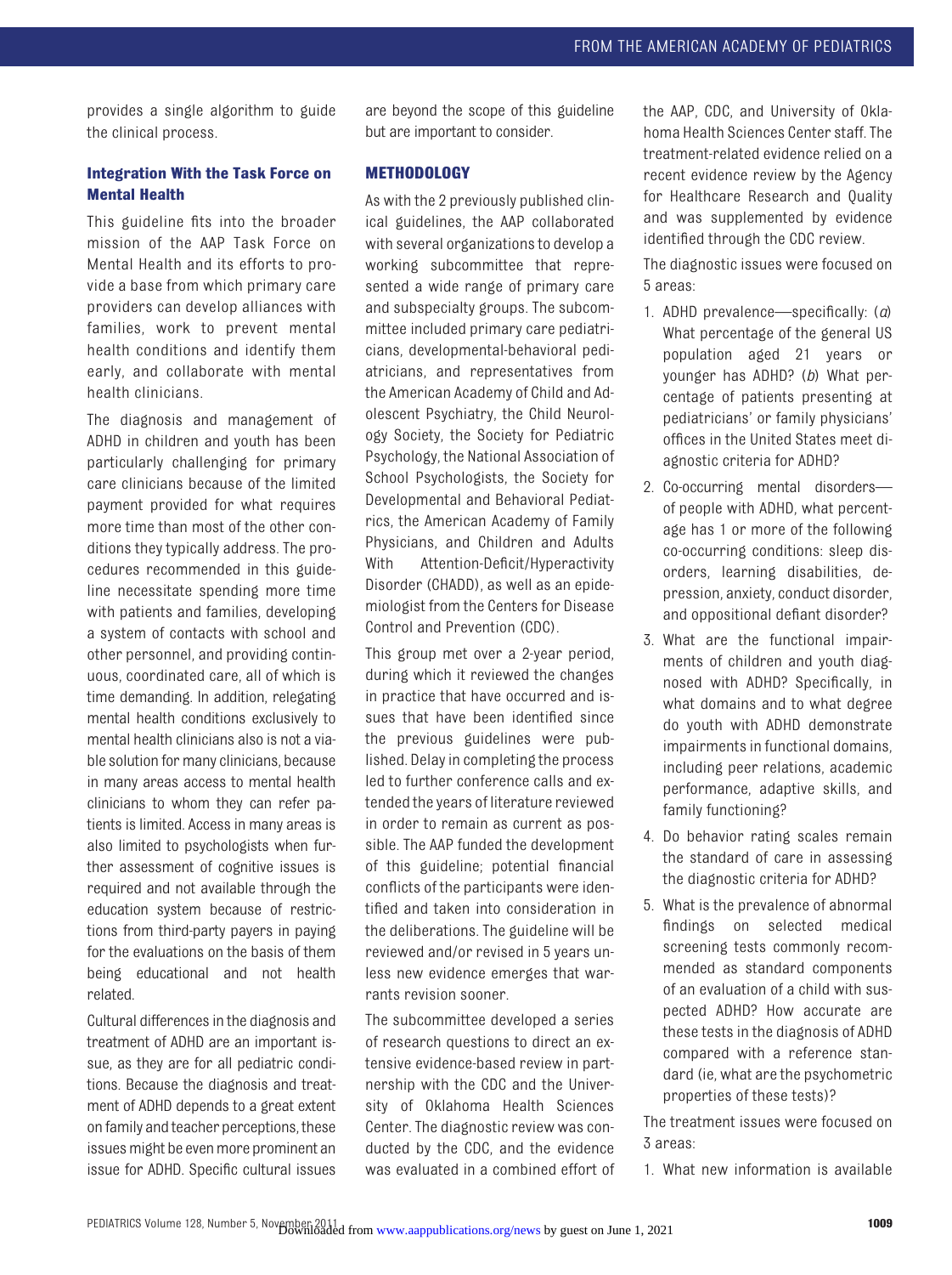provides a single algorithm to guide the clinical process.

### Integration With the Task Force on Mental Health

This guideline fits into the broader mission of the AAP Task Force on Mental Health and its efforts to provide a base from which primary care providers can develop alliances with families, work to prevent mental health conditions and identify them early, and collaborate with mental health clinicians.

The diagnosis and management of ADHD in children and youth has been particularly challenging for primary care clinicians because of the limited payment provided for what requires more time than most of the other conditions they typically address. The procedures recommended in this guideline necessitate spending more time with patients and families, developing a system of contacts with school and other personnel, and providing continuous, coordinated care, all of which is time demanding. In addition, relegating mental health conditions exclusively to mental health clinicians also is not a viable solution for many clinicians, because in many areas access to mental health clinicians to whom they can refer patients is limited. Access in many areas is also limited to psychologists when further assessment of cognitive issues is required and not available through the education system because of restrictions from third-party payers in paying for the evaluations on the basis of them being educational and not health related.

Cultural differences in the diagnosis and treatment of ADHD are an important issue, as they are for all pediatric conditions. Because the diagnosis and treatment of ADHD depends to a great extent on family and teacher perceptions, these issues might be even more prominent an issue for ADHD. Specific cultural issues are beyond the scope of this guideline but are important to consider.

## METHODOLOGY

As with the 2 previously published clinical guidelines, the AAP collaborated with several organizations to develop a working subcommittee that represented a wide range of primary care and subspecialty groups. The subcommittee included primary care pediatricians, developmental-behavioral pediatricians, and representatives from the American Academy of Child and Adolescent Psychiatry, the Child Neurology Society, the Society for Pediatric Psychology, the National Association of School Psychologists, the Society for Developmental and Behavioral Pediatrics, the American Academy of Family Physicians, and Children and Adults With Attention-Deficit/Hyperactivity Disorder (CHADD), as well as an epidemiologist from the Centers for Disease Control and Prevention (CDC).

This group met over a 2-year period, during which it reviewed the changes in practice that have occurred and issues that have been identified since the previous guidelines were published. Delay in completing the process led to further conference calls and extended the years of literature reviewed in order to remain as current as possible. The AAP funded the development of this guideline; potential financial conflicts of the participants were identified and taken into consideration in the deliberations. The guideline will be reviewed and/or revised in 5 years unless new evidence emerges that warrants revision sooner.

The subcommittee developed a series of research questions to direct an extensive evidence-based review in partnership with the CDC and the University of Oklahoma Health Sciences Center. The diagnostic review was conducted by the CDC, and the evidence was evaluated in a combined effort of the AAP, CDC, and University of Oklahoma Health Sciences Center staff. The treatment-related evidence relied on a recent evidence review by the Agency for Healthcare Research and Quality and was supplemented by evidence identified through the CDC review.

The diagnostic issues were focused on 5 areas:

1. ADHD prevalence—specifically: (*a*) What percentage of the general US population aged 21 years or younger has ADHD? (*b*) What percentage of patients presenting at pediatricians' or family physicians' offices in the United States meet diagnostic criteria for ADHD?
2. Co-occurring mental disorders—of people with ADHD, what percentage has 1 or more of the following co-occurring conditions: sleep disorders, learning disabilities, depression, anxiety, conduct disorder, and oppositional defiant disorder?
3. What are the functional impairments of children and youth diagnosed with ADHD? Specifically, in what domains and to what degree do youth with ADHD demonstrate impairments in functional domains, including peer relations, academic performance, adaptive skills, and family functioning?
4. Do behavior rating scales remain the standard of care in assessing the diagnostic criteria for ADHD?
5. What is the prevalence of abnormal findings on selected medical screening tests commonly recommended as standard components of an evaluation of a child with suspected ADHD? How accurate are these tests in the diagnosis of ADHD compared with a reference standard (ie, what are the psychometric properties of these tests)?

The treatment issues were focused on 3 areas:

1. What new information is available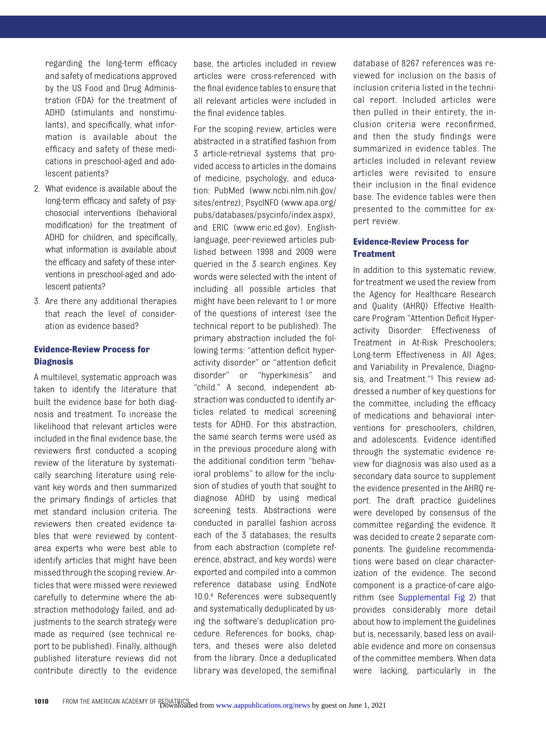regarding the long-term efficacy and safety of medications approved by the US Food and Drug Administration (FDA) for the treatment of ADHD (stimulants and nonstimulants), and specifically, what information is available about the efficacy and safety of these medications in preschool-aged and adolescent patients?

2. What evidence is available about the long-term efficacy and safety of psychosocial interventions (behavioral modification) for the treatment of ADHD for children, and specifically, what information is available about the efficacy and safety of these interventions in preschool-aged and adolescent patients?
3. Are there any additional therapies that reach the level of consideration as evidence based?

### Evidence-Review Process for Diagnosis

A multilevel, systematic approach was taken to identify the literature that built the evidence base for both diagnosis and treatment. To increase the likelihood that relevant articles were included in the final evidence base, the reviewers first conducted a scoping review of the literature by systematically searching literature using relevant key words and then summarized the primary findings of articles that met standard inclusion criteria. The reviewers then created evidence tables that were reviewed by content-area experts who were best able to identify articles that might have been missed through the scoping review. Articles that were missed were reviewed carefully to determine where the abstraction methodology failed, and adjustments to the search strategy were made as required (see technical report to be published). Finally, although published literature reviews did not contribute directly to the evidence base, the articles included in review articles were cross-referenced with the final evidence tables to ensure that all relevant articles were included in the final evidence tables.

For the scoping review, articles were abstracted in a stratified fashion from 3 article-retrieval systems that provided access to articles in the domains of medicine, psychology, and education: PubMed (www.ncbi.nlm.nih.gov/sites/entrez), PsycINFO (www.apa.org/pubs/databases/psycinfo/index.aspx), and ERIC (www.eric.ed.gov). English-language, peer-reviewed articles published between 1998 and 2009 were queried in the 3 search engines. Key words were selected with the intent of including all possible articles that might have been relevant to 1 or more of the questions of interest (see the technical report to be published). The primary abstraction included the following terms: "attention deficit hyperactivity disorder" or "attention deficit disorder" or "hyperkinesis" and "child." A second, independent abstraction was conducted to identify articles related to medical screening tests for ADHD. For this abstraction, the same search terms were used as in the previous procedure along with the additional condition term "behavioral problems" to allow for the inclusion of studies of youth that sought to diagnose ADHD by using medical screening tests. Abstractions were conducted in parallel fashion across each of the 3 databases; the results from each abstraction (complete reference, abstract, and key words) were exported and compiled into a common reference database using EndNote 10.0.[4] References were subsequently and systematically deduplicated by using the software's deduplication procedure. References for books, chapters, and theses were also deleted from the library. Once a deduplicated library was developed, the semifinal database of 8267 references was reviewed for inclusion on the basis of inclusion criteria listed in the technical report. Included articles were then pulled in their entirety, the inclusion criteria were reconfirmed, and then the study findings were summarized in evidence tables. The articles included in relevant review articles were revisited to ensure their inclusion in the final evidence base. The evidence tables were then presented to the committee for expert review.

### Evidence-Review Process for Treatment

In addition to this systematic review, for treatment we used the review from the Agency for Healthcare Research and Quality (AHRQ) Effective Healthcare Program "Attention Deficit Hyperactivity Disorder: Effectiveness of Treatment in At-Risk Preschoolers; Long-term Effectiveness in All Ages; and Variability in Prevalence, Diagnosis, and Treatment."[5] This review addressed a number of key questions for the committee, including the efficacy of medications and behavioral interventions for preschoolers, children, and adolescents. Evidence identified through the systematic evidence review for diagnosis was also used as a secondary data source to supplement the evidence presented in the AHRQ report. The draft practice guidelines were developed by consensus of the committee regarding the evidence. It was decided to create 2 separate components. The guideline recommendations were based on clear characterization of the evidence. The second component is a practice-of-care algorithm (see Supplemental Fig 2) that provides considerably more detail about how to implement the guidelines but is, necessarily, based less on available evidence and more on consensus of the committee members. When data were lacking, particularly in the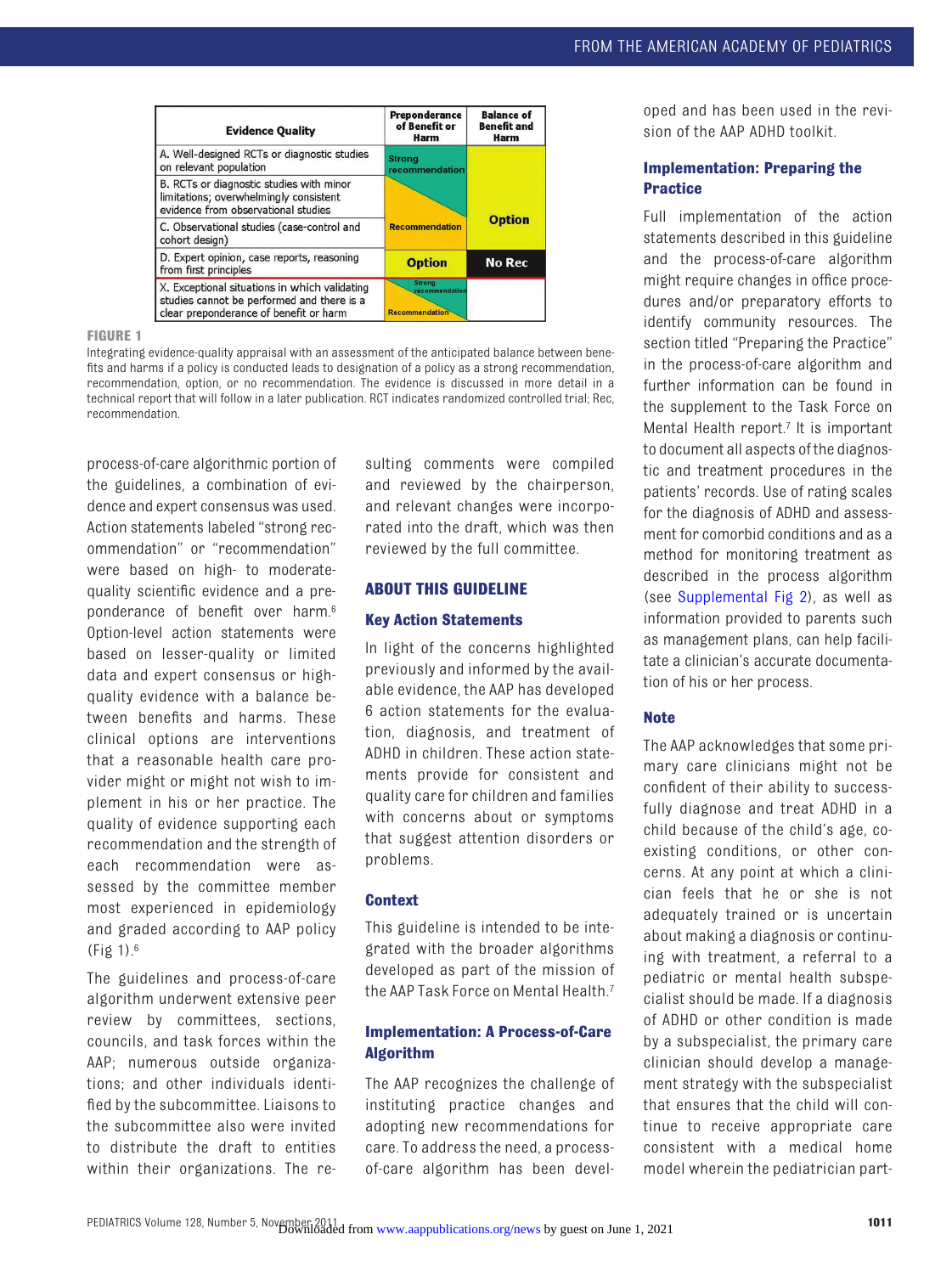| Evidence Quality | Preponderance of Benefit or Harm | Balance of Benefit and Harm |
|---|---|---|
| A. Well-designed RCTs or diagnostic studies on relevant population | Strong recommendation | Option |
| B. RCTs or diagnostic studies with minor limitations; overwhelmingly consistent evidence from observational studies | Strong recommendation / Recommendation | Option |
| C. Observational studies (case-control and cohort design) | Recommendation | Option |
| D. Expert opinion, case reports, reasoning from first principles | Option | No Rec |
| X. Exceptional situations in which validating studies cannot be performed and there is a clear preponderance of benefit or harm | Strong recommendation / Recommendation | |

**FIGURE 1**

Integrating evidence-quality appraisal with an assessment of the anticipated balance between benefits and harms if a policy is conducted leads to designation of a policy as a strong recommendation, recommendation, option, or no recommendation. The evidence is discussed in more detail in a technical report that will follow in a later publication. RCT indicates randomized controlled trial; Rec, recommendation.

process-of-care algorithmic portion of the guidelines, a combination of evidence and expert consensus was used. Action statements labeled "strong recommendation" or "recommendation" were based on high- to moderate-quality scientific evidence and a preponderance of benefit over harm.[6] Option-level action statements were based on lesser-quality or limited data and expert consensus or high-quality evidence with a balance between benefits and harms. These clinical options are interventions that a reasonable health care provider might or might not wish to implement in his or her practice. The quality of evidence supporting each recommendation and the strength of each recommendation were assessed by the committee member most experienced in epidemiology and graded according to AAP policy (Fig 1).[6]

The guidelines and process-of-care algorithm underwent extensive peer review by committees, sections, councils, and task forces within the AAP; numerous outside organizations; and other individuals identified by the subcommittee. Liaisons to the subcommittee also were invited to distribute the draft to entities within their organizations. The resulting comments were compiled and reviewed by the chairperson, and relevant changes were incorporated into the draft, which was then reviewed by the full committee.

## ABOUT THIS GUIDELINE

### Key Action Statements

In light of the concerns highlighted previously and informed by the available evidence, the AAP has developed 6 action statements for the evaluation, diagnosis, and treatment of ADHD in children. These action statements provide for consistent and quality care for children and families with concerns about or symptoms that suggest attention disorders or problems.

### Context

This guideline is intended to be integrated with the broader algorithms developed as part of the mission of the AAP Task Force on Mental Health.[7]

### Implementation: A Process-of-Care Algorithm

The AAP recognizes the challenge of instituting practice changes and adopting new recommendations for care. To address the need, a process-of-care algorithm has been developed and has been used in the revision of the AAP ADHD toolkit.

### Implementation: Preparing the Practice

Full implementation of the action statements described in this guideline and the process-of-care algorithm might require changes in office procedures and/or preparatory efforts to identify community resources. The section titled "Preparing the Practice" in the process-of-care algorithm and further information can be found in the supplement to the Task Force on Mental Health report.[7] It is important to document all aspects of the diagnostic and treatment procedures in the patients' records. Use of rating scales for the diagnosis of ADHD and assessment for comorbid conditions and as a method for monitoring treatment as described in the process algorithm (see Supplemental Fig 2), as well as information provided to parents such as management plans, can help facilitate a clinician's accurate documentation of his or her process.

### Note

The AAP acknowledges that some primary care clinicians might not be confident of their ability to successfully diagnose and treat ADHD in a child because of the child's age, coexisting conditions, or other concerns. At any point at which a clinician feels that he or she is not adequately trained or is uncertain about making a diagnosis or continuing with treatment, a referral to a pediatric or mental health subspecialist should be made. If a diagnosis of ADHD or other condition is made by a subspecialist, the primary care clinician should develop a management strategy with the subspecialist that ensures that the child will continue to receive appropriate care consistent with a medical home model wherein the pediatrician part-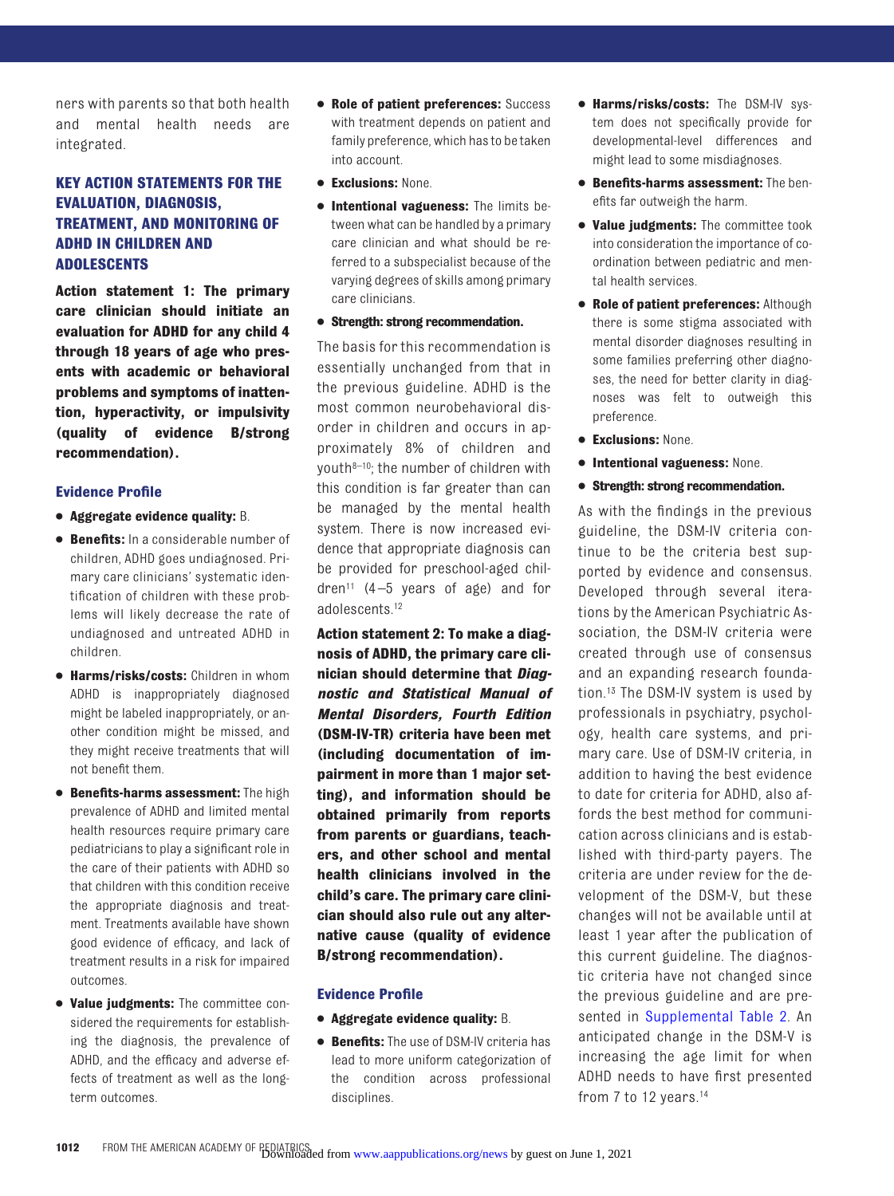ners with parents so that both health and mental health needs are integrated.

## KEY ACTION STATEMENTS FOR THE EVALUATION, DIAGNOSIS, TREATMENT, AND MONITORING OF ADHD IN CHILDREN AND ADOLESCENTS

**Action statement 1: The primary care clinician should initiate an evaluation for ADHD for any child 4 through 18 years of age who presents with academic or behavioral problems and symptoms of inattention, hyperactivity, or impulsivity (quality of evidence B/strong recommendation).**

### Evidence Profile

- **Aggregate evidence quality:** B.
- **Benefits:** In a considerable number of children, ADHD goes undiagnosed. Primary care clinicians' systematic identification of children with these problems will likely decrease the rate of undiagnosed and untreated ADHD in children.
- **Harms/risks/costs:** Children in whom ADHD is inappropriately diagnosed might be labeled inappropriately, or another condition might be missed, and they might receive treatments that will not benefit them.
- **Benefits-harms assessment:** The high prevalence of ADHD and limited mental health resources require primary care pediatricians to play a significant role in the care of their patients with ADHD so that children with this condition receive the appropriate diagnosis and treatment. Treatments available have shown good evidence of efficacy, and lack of treatment results in a risk for impaired outcomes.
- **Value judgments:** The committee considered the requirements for establishing the diagnosis, the prevalence of ADHD, and the efficacy and adverse effects of treatment as well as the long-term outcomes.
- **Role of patient preferences:** Success with treatment depends on patient and family preference, which has to be taken into account.
- **Exclusions:** None.
- **Intentional vagueness:** The limits between what can be handled by a primary care clinician and what should be referred to a subspecialist because of the varying degrees of skills among primary care clinicians.
- **Strength: strong recommendation.**

The basis for this recommendation is essentially unchanged from that in the previous guideline. ADHD is the most common neurobehavioral disorder in children and occurs in approximately 8% of children and youth[8–10]; the number of children with this condition is far greater than can be managed by the mental health system. There is now increased evidence that appropriate diagnosis can be provided for preschool-aged children[11] (4–5 years of age) and for adolescents.[12]

**Action statement 2: To make a diagnosis of ADHD, the primary care clinician should determine that *Diagnostic and Statistical Manual of Mental Disorders, Fourth Edition* (DSM-IV-TR) criteria have been met (including documentation of impairment in more than 1 major setting), and information should be obtained primarily from reports from parents or guardians, teachers, and other school and mental health clinicians involved in the child's care. The primary care clinician should also rule out any alternative cause (quality of evidence B/strong recommendation).**

### Evidence Profile

- **Aggregate evidence quality:** B.
- **Benefits:** The use of DSM-IV criteria has lead to more uniform categorization of the condition across professional disciplines.
- **Harms/risks/costs:** The DSM-IV system does not specifically provide for developmental-level differences and might lead to some misdiagnoses.
- **Benefits-harms assessment:** The benefits far outweigh the harm.
- **Value judgments:** The committee took into consideration the importance of coordination between pediatric and mental health services.
- **Role of patient preferences:** Although there is some stigma associated with mental disorder diagnoses resulting in some families preferring other diagnoses, the need for better clarity in diagnoses was felt to outweigh this preference.
- **Exclusions:** None.
- **Intentional vagueness:** None.
- **Strength: strong recommendation.**

As with the findings in the previous guideline, the DSM-IV criteria continue to be the criteria best supported by evidence and consensus. Developed through several iterations by the American Psychiatric Association, the DSM-IV criteria were created through use of consensus and an expanding research foundation.[13] The DSM-IV system is used by professionals in psychiatry, psychology, health care systems, and primary care. Use of DSM-IV criteria, in addition to having the best evidence to date for criteria for ADHD, also affords the best method for communication across clinicians and is established with third-party payers. The criteria are under review for the development of the DSM-V, but these changes will not be available until at least 1 year after the publication of this current guideline. The diagnostic criteria have not changed since the previous guideline and are presented in Supplemental Table 2. An anticipated change in the DSM-V is increasing the age limit for when ADHD needs to have first presented from 7 to 12 years.[14]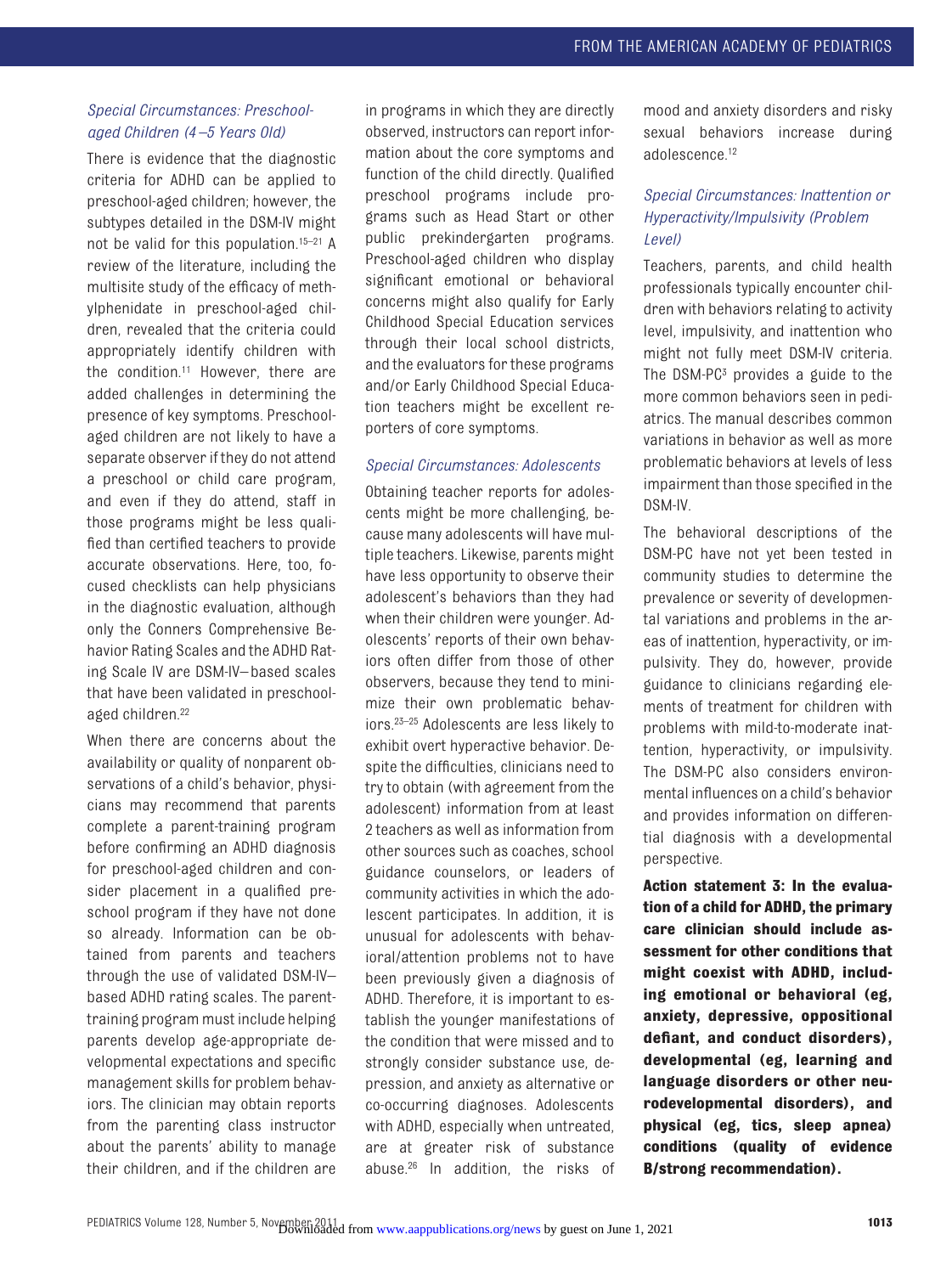*Special Circumstances: Preschool-aged Children (4–5 Years Old)*

There is evidence that the diagnostic criteria for ADHD can be applied to preschool-aged children; however, the subtypes detailed in the DSM-IV might not be valid for this population.[15–21] A review of the literature, including the multisite study of the efficacy of methylphenidate in preschool-aged children, revealed that the criteria could appropriately identify children with the condition.[11] However, there are added challenges in determining the presence of key symptoms. Preschool-aged children are not likely to have a separate observer if they do not attend a preschool or child care program, and even if they do attend, staff in those programs might be less qualified than certified teachers to provide accurate observations. Here, too, focused checklists can help physicians in the diagnostic evaluation, although only the Conners Comprehensive Behavior Rating Scales and the ADHD Rating Scale IV are DSM-IV–based scales that have been validated in preschool-aged children.[22]

When there are concerns about the availability or quality of nonparent observations of a child's behavior, physicians may recommend that parents complete a parent-training program before confirming an ADHD diagnosis for preschool-aged children and consider placement in a qualified preschool program if they have not done so already. Information can be obtained from parents and teachers through the use of validated DSM-IV–based ADHD rating scales. The parent-training program must include helping parents develop age-appropriate developmental expectations and specific management skills for problem behaviors. The clinician may obtain reports from the parenting class instructor about the parents' ability to manage their children, and if the children are in programs in which they are directly observed, instructors can report information about the core symptoms and function of the child directly. Qualified preschool programs include programs such as Head Start or other public prekindergarten programs. Preschool-aged children who display significant emotional or behavioral concerns might also qualify for Early Childhood Special Education services through their local school districts, and the evaluators for these programs and/or Early Childhood Special Education teachers might be excellent reporters of core symptoms.

*Special Circumstances: Adolescents*

Obtaining teacher reports for adolescents might be more challenging, because many adolescents will have multiple teachers. Likewise, parents might have less opportunity to observe their adolescent's behaviors than they had when their children were younger. Adolescents' reports of their own behaviors often differ from those of other observers, because they tend to minimize their own problematic behaviors.[23–25] Adolescents are less likely to exhibit overt hyperactive behavior. Despite the difficulties, clinicians need to try to obtain (with agreement from the adolescent) information from at least 2 teachers as well as information from other sources such as coaches, school guidance counselors, or leaders of community activities in which the adolescent participates. In addition, it is unusual for adolescents with behavioral/attention problems not to have been previously given a diagnosis of ADHD. Therefore, it is important to establish the younger manifestations of the condition that were missed and to strongly consider substance use, depression, and anxiety as alternative or co-occurring diagnoses. Adolescents with ADHD, especially when untreated, are at greater risk of substance abuse.[26] In addition, the risks of mood and anxiety disorders and risky sexual behaviors increase during adolescence.[12]

*Special Circumstances: Inattention or Hyperactivity/Impulsivity (Problem Level)*

Teachers, parents, and child health professionals typically encounter children with behaviors relating to activity level, impulsivity, and inattention who might not fully meet DSM-IV criteria. The DSM-PC[3] provides a guide to the more common behaviors seen in pediatrics. The manual describes common variations in behavior as well as more problematic behaviors at levels of less impairment than those specified in the DSM-IV.

The behavioral descriptions of the DSM-PC have not yet been tested in community studies to determine the prevalence or severity of developmental variations and problems in the areas of inattention, hyperactivity, or impulsivity. They do, however, provide guidance to clinicians regarding elements of treatment for children with problems with mild-to-moderate inattention, hyperactivity, or impulsivity. The DSM-PC also considers environmental influences on a child's behavior and provides information on differential diagnosis with a developmental perspective.

**Action statement 3: In the evaluation of a child for ADHD, the primary care clinician should include assessment for other conditions that might coexist with ADHD, including emotional or behavioral (eg, anxiety, depressive, oppositional defiant, and conduct disorders), developmental (eg, learning and language disorders or other neurodevelopmental disorders), and physical (eg, tics, sleep apnea) conditions (quality of evidence B/strong recommendation).**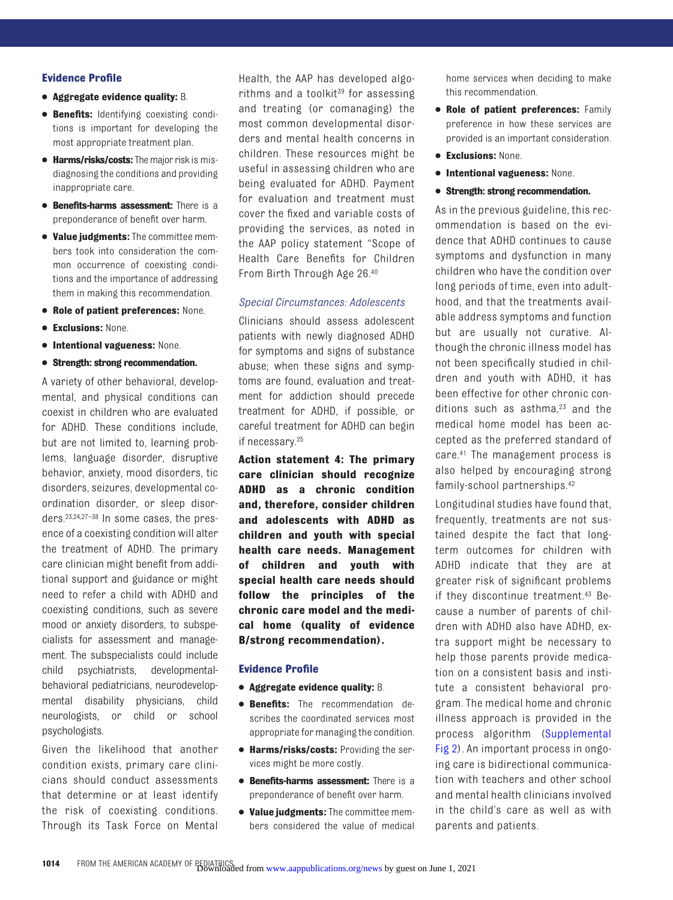### Evidence Profile

- **Aggregate evidence quality:** B.
- **Benefits:** Identifying coexisting conditions is important for developing the most appropriate treatment plan.
- **Harms/risks/costs:** The major risk is misdiagnosing the conditions and providing inappropriate care.
- **Benefits-harms assessment:** There is a preponderance of benefit over harm.
- **Value judgments:** The committee members took into consideration the common occurrence of coexisting conditions and the importance of addressing them in making this recommendation.
- **Role of patient preferences:** None.
- **Exclusions:** None.
- **Intentional vagueness:** None.
- **Strength: strong recommendation.**

A variety of other behavioral, developmental, and physical conditions can coexist in children who are evaluated for ADHD. These conditions include, but are not limited to, learning problems, language disorder, disruptive behavior, anxiety, mood disorders, tic disorders, seizures, developmental coordination disorder, or sleep disorders.[23,24,27–38] In some cases, the presence of a coexisting condition will alter the treatment of ADHD. The primary care clinician might benefit from additional support and guidance or might need to refer a child with ADHD and coexisting conditions, such as severe mood or anxiety disorders, to subspecialists for assessment and management. The subspecialists could include child psychiatrists, developmental-behavioral pediatricians, neurodevelopmental disability physicians, child neurologists, or child or school psychologists.

Given the likelihood that another condition exists, primary care clinicians should conduct assessments that determine or at least identify the risk of coexisting conditions. Through its Task Force on Mental Health, the AAP has developed algorithms and a toolkit[39] for assessing and treating (or comanaging) the most common developmental disorders and mental health concerns in children. These resources might be useful in assessing children who are being evaluated for ADHD. Payment for evaluation and treatment must cover the fixed and variable costs of providing the services, as noted in the AAP policy statement "Scope of Health Care Benefits for Children From Birth Through Age 26.[40]

### *Special Circumstances: Adolescents*

Clinicians should assess adolescent patients with newly diagnosed ADHD for symptoms and signs of substance abuse; when these signs and symptoms are found, evaluation and treatment for addiction should precede treatment for ADHD, if possible, or careful treatment for ADHD can begin if necessary.[25]

**Action statement 4: The primary care clinician should recognize ADHD as a chronic condition and, therefore, consider children and adolescents with ADHD as children and youth with special health care needs. Management of children and youth with special health care needs should follow the principles of the chronic care model and the medical home (quality of evidence B/strong recommendation).**

### Evidence Profile

- **Aggregate evidence quality:** B.
- **Benefits:** The recommendation describes the coordinated services most appropriate for managing the condition.
- **Harms/risks/costs:** Providing the services might be more costly.
- **Benefits-harms assessment:** There is a preponderance of benefit over harm.
- **Value judgments:** The committee members considered the value of medical home services when deciding to make this recommendation.
- **Role of patient preferences:** Family preference in how these services are provided is an important consideration.
- **Exclusions:** None.
- **Intentional vagueness:** None.
- **Strength: strong recommendation.**

As in the previous guideline, this recommendation is based on the evidence that ADHD continues to cause symptoms and dysfunction in many children who have the condition over long periods of time, even into adulthood, and that the treatments available address symptoms and function but are usually not curative. Although the chronic illness model has not been specifically studied in children and youth with ADHD, it has been effective for other chronic conditions such as asthma,[23] and the medical home model has been accepted as the preferred standard of care.[41] The management process is also helped by encouraging strong family-school partnerships.[42]

Longitudinal studies have found that, frequently, treatments are not sustained despite the fact that long-term outcomes for children with ADHD indicate that they are at greater risk of significant problems if they discontinue treatment.[43] Because a number of parents of children with ADHD also have ADHD, extra support might be necessary to help those parents provide medication on a consistent basis and institute a consistent behavioral program. The medical home and chronic illness approach is provided in the process algorithm (Supplemental Fig 2). An important process in ongoing care is bidirectional communication with teachers and other school and mental health clinicians involved in the child's care as well as with parents and patients.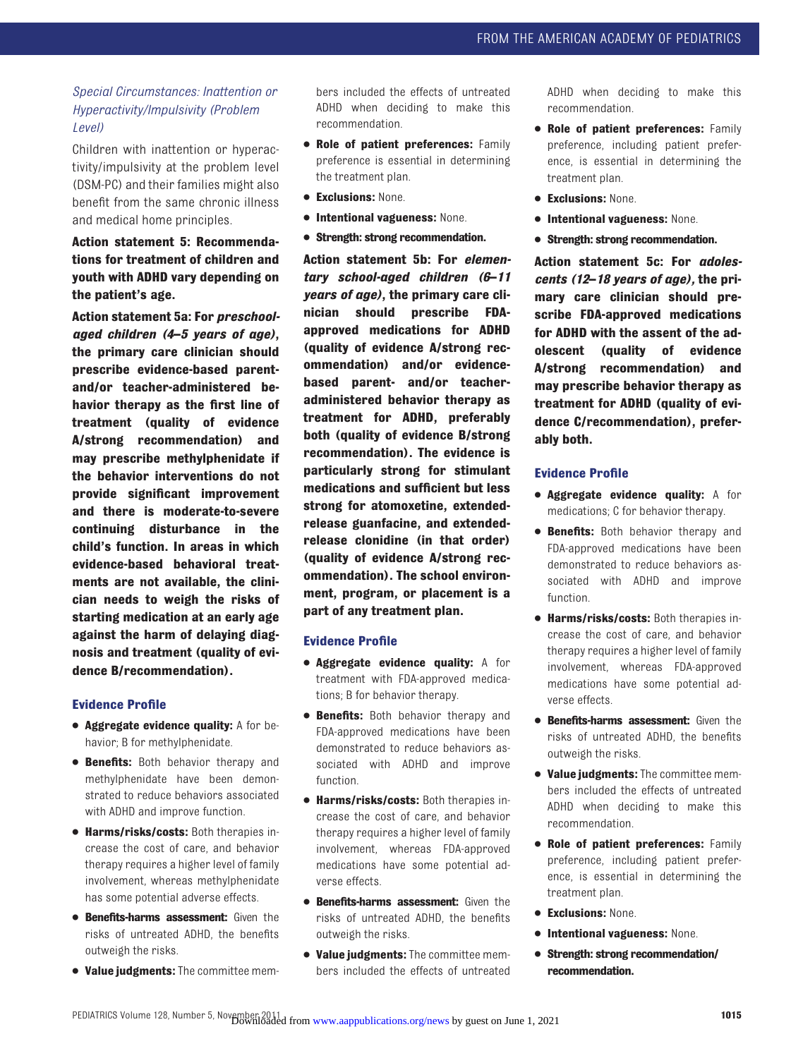*Special Circumstances: Inattention or Hyperactivity/Impulsivity (Problem Level)*

Children with inattention or hyperactivity/impulsivity at the problem level (DSM-PC) and their families might also benefit from the same chronic illness and medical home principles.

**Action statement 5: Recommendations for treatment of children and youth with ADHD vary depending on the patient's age.**

**Action statement 5a: For *preschool-aged children (4–5 years of age)*, the primary care clinician should prescribe evidence-based parent- and/or teacher-administered behavior therapy as the first line of treatment (quality of evidence A/strong recommendation) and may prescribe methylphenidate if the behavior interventions do not provide significant improvement and there is moderate-to-severe continuing disturbance in the child's function. In areas in which evidence-based behavioral treatments are not available, the clinician needs to weigh the risks of starting medication at an early age against the harm of delaying diagnosis and treatment (quality of evidence B/recommendation).**

### Evidence Profile

- **Aggregate evidence quality:** A for behavior; B for methylphenidate.
- **Benefits:** Both behavior therapy and methylphenidate have been demonstrated to reduce behaviors associated with ADHD and improve function.
- **Harms/risks/costs:** Both therapies increase the cost of care, and behavior therapy requires a higher level of family involvement, whereas methylphenidate has some potential adverse effects.
- **Benefits-harms assessment:** Given the risks of untreated ADHD, the benefits outweigh the risks.
- **Value judgments:** The committee members included the effects of untreated ADHD when deciding to make this recommendation.
- **Role of patient preferences:** Family preference is essential in determining the treatment plan.
- **Exclusions:** None.
- **Intentional vagueness:** None.
- **Strength: strong recommendation.**

**Action statement 5b: For *elementary school-aged children (6–11 years of age)*, the primary care clinician should prescribe FDA-approved medications for ADHD (quality of evidence A/strong recommendation) and/or evidence-based parent- and/or teacher-administered behavior therapy as treatment for ADHD, preferably both (quality of evidence B/strong recommendation). The evidence is particularly strong for stimulant medications and sufficient but less strong for atomoxetine, extended-release guanfacine, and extended-release clonidine (in that order) (quality of evidence A/strong recommendation). The school environment, program, or placement is a part of any treatment plan.**

### Evidence Profile

- **Aggregate evidence quality:** A for treatment with FDA-approved medications; B for behavior therapy.
- **Benefits:** Both behavior therapy and FDA-approved medications have been demonstrated to reduce behaviors associated with ADHD and improve function.
- **Harms/risks/costs:** Both therapies increase the cost of care, and behavior therapy requires a higher level of family involvement, whereas FDA-approved medications have some potential adverse effects.
- **Benefits-harms assessment:** Given the risks of untreated ADHD, the benefits outweigh the risks.
- **Value judgments:** The committee members included the effects of untreated ADHD when deciding to make this recommendation.
- **Role of patient preferences:** Family preference, including patient preference, is essential in determining the treatment plan.
- **Exclusions:** None.
- **Intentional vagueness:** None.
- **Strength: strong recommendation.**

**Action statement 5c: For *adolescents (12–18 years of age)*, the primary care clinician should prescribe FDA-approved medications for ADHD with the assent of the adolescent (quality of evidence A/strong recommendation) and may prescribe behavior therapy as treatment for ADHD (quality of evidence C/recommendation), preferably both.**

### Evidence Profile

- **Aggregate evidence quality:** A for medications; C for behavior therapy.
- **Benefits:** Both behavior therapy and FDA-approved medications have been demonstrated to reduce behaviors associated with ADHD and improve function.
- **Harms/risks/costs:** Both therapies increase the cost of care, and behavior therapy requires a higher level of family involvement, whereas FDA-approved medications have some potential adverse effects.
- **Benefits-harms assessment:** Given the risks of untreated ADHD, the benefits outweigh the risks.
- **Value judgments:** The committee members included the effects of untreated ADHD when deciding to make this recommendation.
- **Role of patient preferences:** Family preference, including patient preference, is essential in determining the treatment plan.
- **Exclusions:** None.
- **Intentional vagueness:** None.
- **Strength: strong recommendation/recommendation.**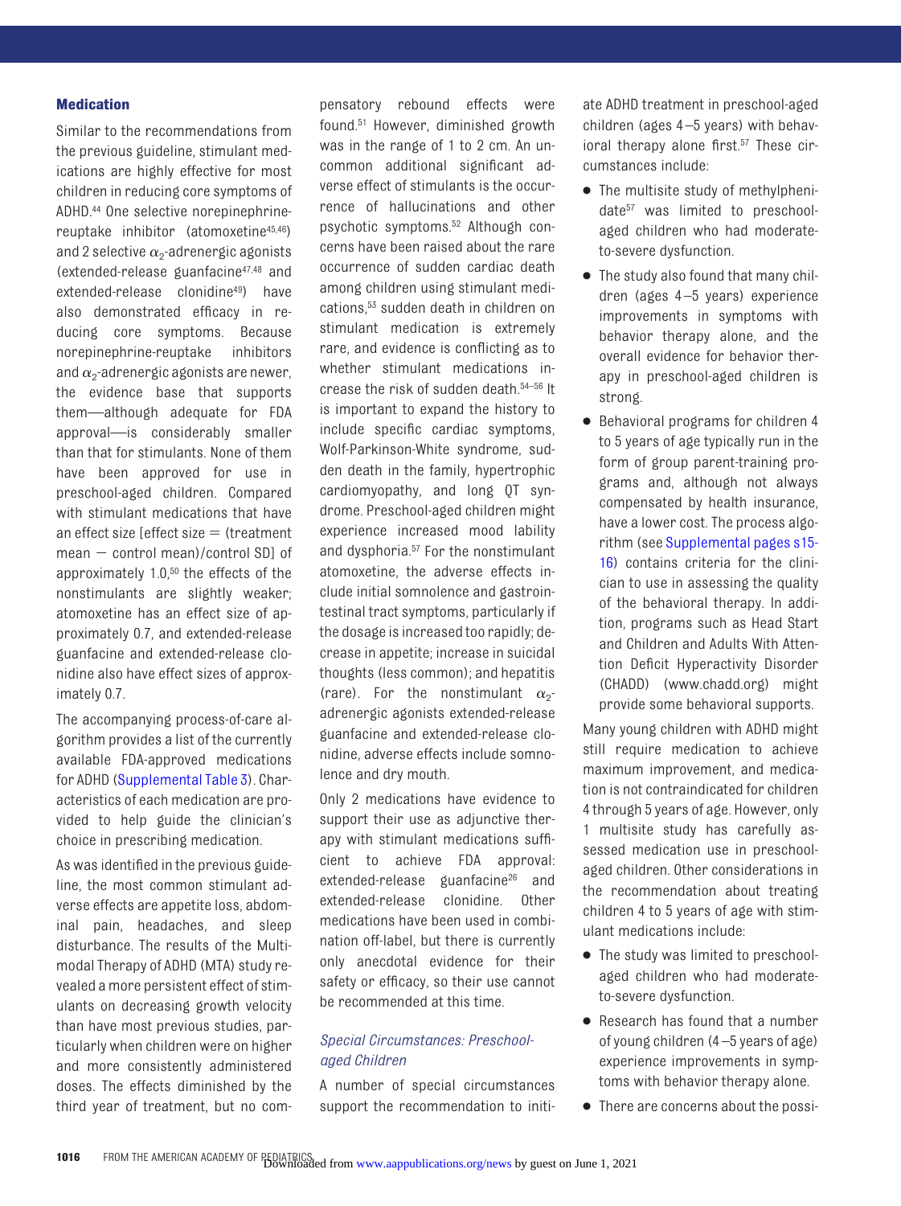### Medication

Similar to the recommendations from the previous guideline, stimulant medications are highly effective for most children in reducing core symptoms of ADHD.[44] One selective norepinephrine-reuptake inhibitor (atomoxetine[45,46]) and 2 selective $\alpha_2$-adrenergic agonists (extended-release guanfacine[47,48] and extended-release clonidine[49]) have also demonstrated efficacy in reducing core symptoms. Because norepinephrine-reuptake inhibitors and $\alpha_2$-adrenergic agonists are newer, the evidence base that supports them—although adequate for FDA approval—is considerably smaller than that for stimulants. None of them have been approved for use in preschool-aged children. Compared with stimulant medications that have an effect size [effect size = (treatment mean − control mean)/control SD] of approximately 1.0,[50] the effects of the nonstimulants are slightly weaker; atomoxetine has an effect size of approximately 0.7, and extended-release guanfacine and extended-release clonidine also have effect sizes of approximately 0.7.

The accompanying process-of-care algorithm provides a list of the currently available FDA-approved medications for ADHD (Supplemental Table 3). Characteristics of each medication are provided to help guide the clinician's choice in prescribing medication.

As was identified in the previous guideline, the most common stimulant adverse effects are appetite loss, abdominal pain, headaches, and sleep disturbance. The results of the Multimodal Therapy of ADHD (MTA) study revealed a more persistent effect of stimulants on decreasing growth velocity than have most previous studies, particularly when children were on higher and more consistently administered doses. The effects diminished by the third year of treatment, but no compensatory rebound effects were found.[51] However, diminished growth was in the range of 1 to 2 cm. An uncommon additional significant adverse effect of stimulants is the occurrence of hallucinations and other psychotic symptoms.[52] Although concerns have been raised about the rare occurrence of sudden cardiac death among children using stimulant medications,[53] sudden death in children on stimulant medication is extremely rare, and evidence is conflicting as to whether stimulant medications increase the risk of sudden death.[54–56] It is important to expand the history to include specific cardiac symptoms, Wolf-Parkinson-White syndrome, sudden death in the family, hypertrophic cardiomyopathy, and long QT syndrome. Preschool-aged children might experience increased mood lability and dysphoria.[57] For the nonstimulant atomoxetine, the adverse effects include initial somnolence and gastrointestinal tract symptoms, particularly if the dosage is increased too rapidly; decrease in appetite; increase in suicidal thoughts (less common); and hepatitis (rare). For the nonstimulant $\alpha_2$-adrenergic agonists extended-release guanfacine and extended-release clonidine, adverse effects include somnolence and dry mouth.

Only 2 medications have evidence to support their use as adjunctive therapy with stimulant medications sufficient to achieve FDA approval: extended-release guanfacine[26] and extended-release clonidine. Other medications have been used in combination off-label, but there is currently only anecdotal evidence for their safety or efficacy, so their use cannot be recommended at this time.

#### *Special Circumstances: Preschool-aged Children*

A number of special circumstances support the recommendation to initiate ADHD treatment in preschool-aged children (ages 4–5 years) with behavioral therapy alone first.[57] These circumstances include:

- The multisite study of methylphenidate[57] was limited to preschool-aged children who had moderate-to-severe dysfunction.
- The study also found that many children (ages 4–5 years) experience improvements in symptoms with behavior therapy alone, and the overall evidence for behavior therapy in preschool-aged children is strong.
- Behavioral programs for children 4 to 5 years of age typically run in the form of group parent-training programs and, although not always compensated by health insurance, have a lower cost. The process algorithm (see Supplemental pages s15-16) contains criteria for the clinician to use in assessing the quality of the behavioral therapy. In addition, programs such as Head Start and Children and Adults With Attention Deficit Hyperactivity Disorder (CHADD) (www.chadd.org) might provide some behavioral supports.

Many young children with ADHD might still require medication to achieve maximum improvement, and medication is not contraindicated for children 4 through 5 years of age. However, only 1 multisite study has carefully assessed medication use in preschool-aged children. Other considerations in the recommendation about treating children 4 to 5 years of age with stimulant medications include:

- The study was limited to preschool-aged children who had moderate-to-severe dysfunction.
- Research has found that a number of young children (4–5 years of age) experience improvements in symptoms with behavior therapy alone.
- There are concerns about the possi-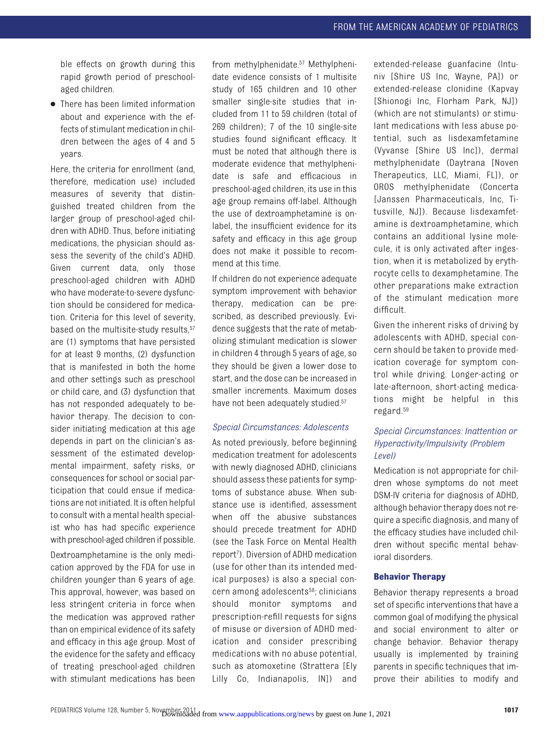ble effects on growth during this rapid growth period of preschool-aged children.

- There has been limited information about and experience with the effects of stimulant medication in children between the ages of 4 and 5 years.

Here, the criteria for enrollment (and, therefore, medication use) included measures of severity that distinguished treated children from the larger group of preschool-aged children with ADHD. Thus, before initiating medications, the physician should assess the severity of the child's ADHD. Given current data, only those preschool-aged children with ADHD who have moderate-to-severe dysfunction should be considered for medication. Criteria for this level of severity, based on the multisite-study results,[57] are (1) symptoms that have persisted for at least 9 months, (2) dysfunction that is manifested in both the home and other settings such as preschool or child care, and (3) dysfunction that has not responded adequately to behavior therapy. The decision to consider initiating medication at this age depends in part on the clinician's assessment of the estimated developmental impairment, safety risks, or consequences for school or social participation that could ensue if medications are not initiated. It is often helpful to consult with a mental health specialist who has had specific experience with preschool-aged children if possible.

Dextroamphetamine is the only medication approved by the FDA for use in children younger than 6 years of age. This approval, however, was based on less stringent criteria in force when the medication was approved rather than on empirical evidence of its safety and efficacy in this age group. Most of the evidence for the safety and efficacy of treating preschool-aged children with stimulant medications has been from methylphenidate.[57] Methylphenidate evidence consists of 1 multisite study of 165 children and 10 other smaller single-site studies that included from 11 to 59 children (total of 269 children); 7 of the 10 single-site studies found significant efficacy. It must be noted that although there is moderate evidence that methylphenidate is safe and efficacious in preschool-aged children, its use in this age group remains off-label. Although the use of dextroamphetamine is on-label, the insufficient evidence for its safety and efficacy in this age group does not make it possible to recommend at this time.

If children do not experience adequate symptom improvement with behavior therapy, medication can be prescribed, as described previously. Evidence suggests that the rate of metabolizing stimulant medication is slower in children 4 through 5 years of age, so they should be given a lower dose to start, and the dose can be increased in smaller increments. Maximum doses have not been adequately studied.[57]

### *Special Circumstances: Adolescents*

As noted previously, before beginning medication treatment for adolescents with newly diagnosed ADHD, clinicians should assess these patients for symptoms of substance abuse. When substance use is identified, assessment when off the abusive substances should precede treatment for ADHD (see the Task Force on Mental Health report[7]). Diversion of ADHD medication (use for other than its intended medical purposes) is also a special concern among adolescents[58]; clinicians should monitor symptoms and prescription-refill requests for signs of misuse or diversion of ADHD medication and consider prescribing medications with no abuse potential, such as atomoxetine (Strattera [Ely Lilly Co, Indianapolis, IN]) and extended-release guanfacine (Intuniv [Shire US Inc, Wayne, PA]) or extended-release clonidine (Kapvay [Shionogi Inc, Florham Park, NJ]) (which are not stimulants) or stimulant medications with less abuse potential, such as lisdexamfetamine (Vyvanse [Shire US Inc]), dermal methylphenidate (Daytrana [Noven Therapeutics, LLC, Miami, FL]), or OROS methylphenidate (Concerta [Janssen Pharmaceuticals, Inc, Titusville, NJ]). Because lisdexamfetamine is dextroamphetamine, which contains an additional lysine molecule, it is only activated after ingestion, when it is metabolized by erythrocyte cells to dexamphetamine. The other preparations make extraction of the stimulant medication more difficult.

Given the inherent risks of driving by adolescents with ADHD, special concern should be taken to provide medication coverage for symptom control while driving. Longer-acting or late-afternoon, short-acting medications might be helpful in this regard.[59]

### *Special Circumstances: Inattention or Hyperactivity/Impulsivity (Problem Level)*

Medication is not appropriate for children whose symptoms do not meet DSM-IV criteria for diagnosis of ADHD, although behavior therapy does not require a specific diagnosis, and many of the efficacy studies have included children without specific mental behavioral disorders.

### **Behavior Therapy**

Behavior therapy represents a broad set of specific interventions that have a common goal of modifying the physical and social environment to alter or change behavior. Behavior therapy usually is implemented by training parents in specific techniques that improve their abilities to modify and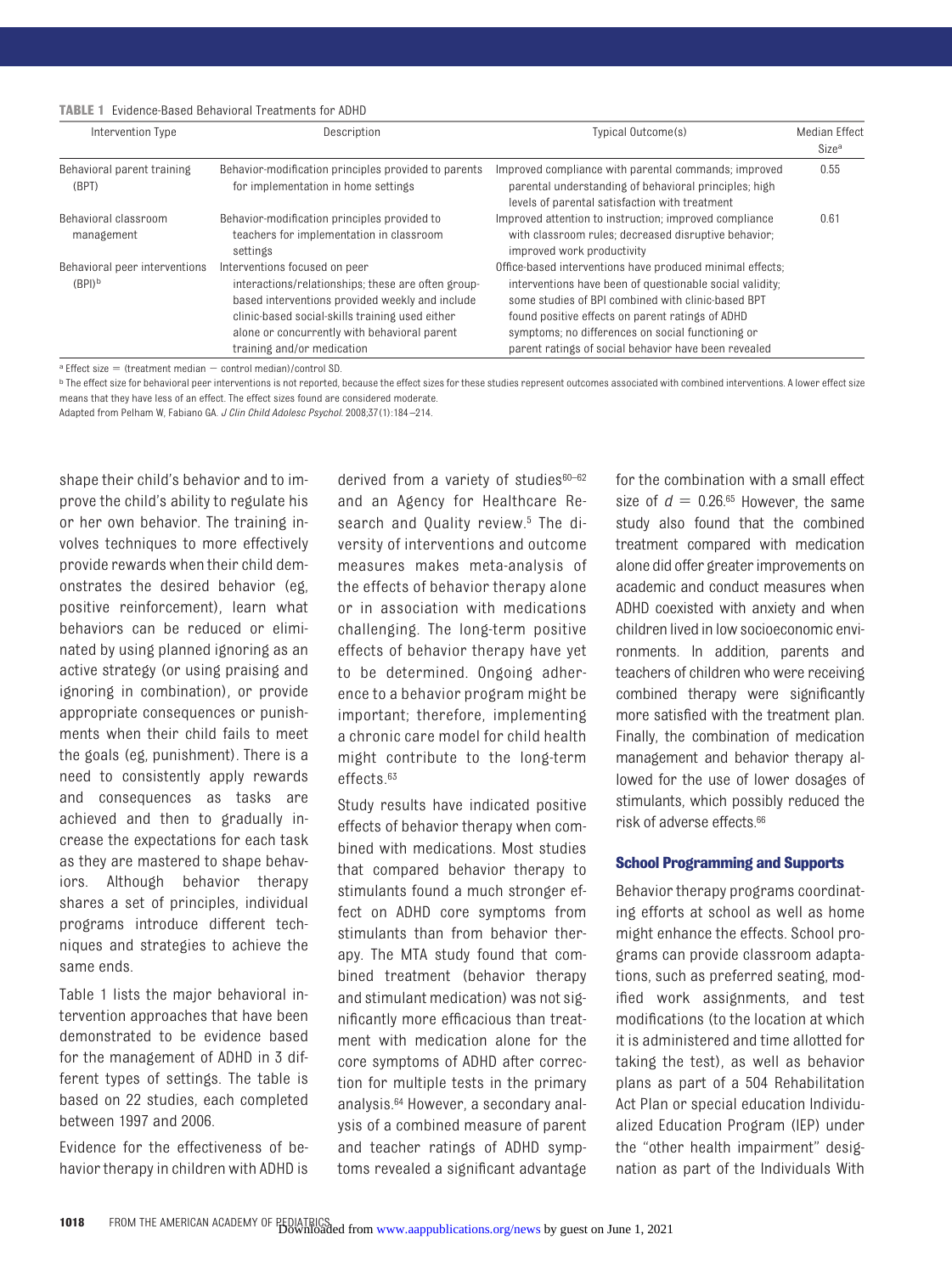**TABLE 1** Evidence-Based Behavioral Treatments for ADHD

| Intervention Type | Description | Typical Outcome(s) | Median Effect Size[a] |
|---|---|---|---|
| Behavioral parent training (BPT) | Behavior-modification principles provided to parents for implementation in home settings | Improved compliance with parental commands; improved parental understanding of behavioral principles; high levels of parental satisfaction with treatment | 0.55 |
| Behavioral classroom management | Behavior-modification principles provided to teachers for implementation in classroom settings | Improved attention to instruction; improved compliance with classroom rules; decreased disruptive behavior; improved work productivity | 0.61 |
| Behavioral peer interventions (BPI)[b] | Interventions focused on peer interactions/relationships; these are often group-based interventions provided weekly and include clinic-based social-skills training used either alone or concurrently with behavioral parent training and/or medication | Office-based interventions have produced minimal effects; interventions have been of questionable social validity; some studies of BPI combined with clinic-based BPT found positive effects on parent ratings of ADHD symptoms; no differences on social functioning or parent ratings of social behavior have been revealed | |

[a] Effect size = (treatment median − control median)/control SD.

[b] The effect size for behavioral peer interventions is not reported, because the effect sizes for these studies represent outcomes associated with combined interventions. A lower effect size means that they have less of an effect. The effect sizes found are considered moderate.

Adapted from Pelham W, Fabiano GA. *J Clin Child Adolesc Psychol*. 2008;37(1):184–214.

shape their child's behavior and to improve the child's ability to regulate his or her own behavior. The training involves techniques to more effectively provide rewards when their child demonstrates the desired behavior (eg, positive reinforcement), learn what behaviors can be reduced or eliminated by using planned ignoring as an active strategy (or using praising and ignoring in combination), or provide appropriate consequences or punishments when their child fails to meet the goals (eg, punishment). There is a need to consistently apply rewards and consequences as tasks are achieved and then to gradually increase the expectations for each task as they are mastered to shape behaviors. Although behavior therapy shares a set of principles, individual programs introduce different techniques and strategies to achieve the same ends.

Table 1 lists the major behavioral intervention approaches that have been demonstrated to be evidence based for the management of ADHD in 3 different types of settings. The table is based on 22 studies, each completed between 1997 and 2006.

Evidence for the effectiveness of behavior therapy in children with ADHD is derived from a variety of studies[60–62] and an Agency for Healthcare Research and Quality review.[5] The diversity of interventions and outcome measures makes meta-analysis of the effects of behavior therapy alone or in association with medications challenging. The long-term positive effects of behavior therapy have yet to be determined. Ongoing adherence to a behavior program might be important; therefore, implementing a chronic care model for child health might contribute to the long-term effects.[63]

Study results have indicated positive effects of behavior therapy when combined with medications. Most studies that compared behavior therapy to stimulants found a much stronger effect on ADHD core symptoms from stimulants than from behavior therapy. The MTA study found that combined treatment (behavior therapy and stimulant medication) was not significantly more efficacious than treatment with medication alone for the core symptoms of ADHD after correction for multiple tests in the primary analysis.[64] However, a secondary analysis of a combined measure of parent and teacher ratings of ADHD symptoms revealed a significant advantage for the combination with a small effect size of $d = 0.26$.[65] However, the same study also found that the combined treatment compared with medication alone did offer greater improvements on academic and conduct measures when ADHD coexisted with anxiety and when children lived in low socioeconomic environments. In addition, parents and teachers of children who were receiving combined therapy were significantly more satisfied with the treatment plan. Finally, the combination of medication management and behavior therapy allowed for the use of lower dosages of stimulants, which possibly reduced the risk of adverse effects.[66]

### School Programming and Supports

Behavior therapy programs coordinating efforts at school as well as home might enhance the effects. School programs can provide classroom adaptations, such as preferred seating, modified work assignments, and test modifications (to the location at which it is administered and time allotted for taking the test), as well as behavior plans as part of a 504 Rehabilitation Act Plan or special education Individualized Education Program (IEP) under the "other health impairment" designation as part of the Individuals With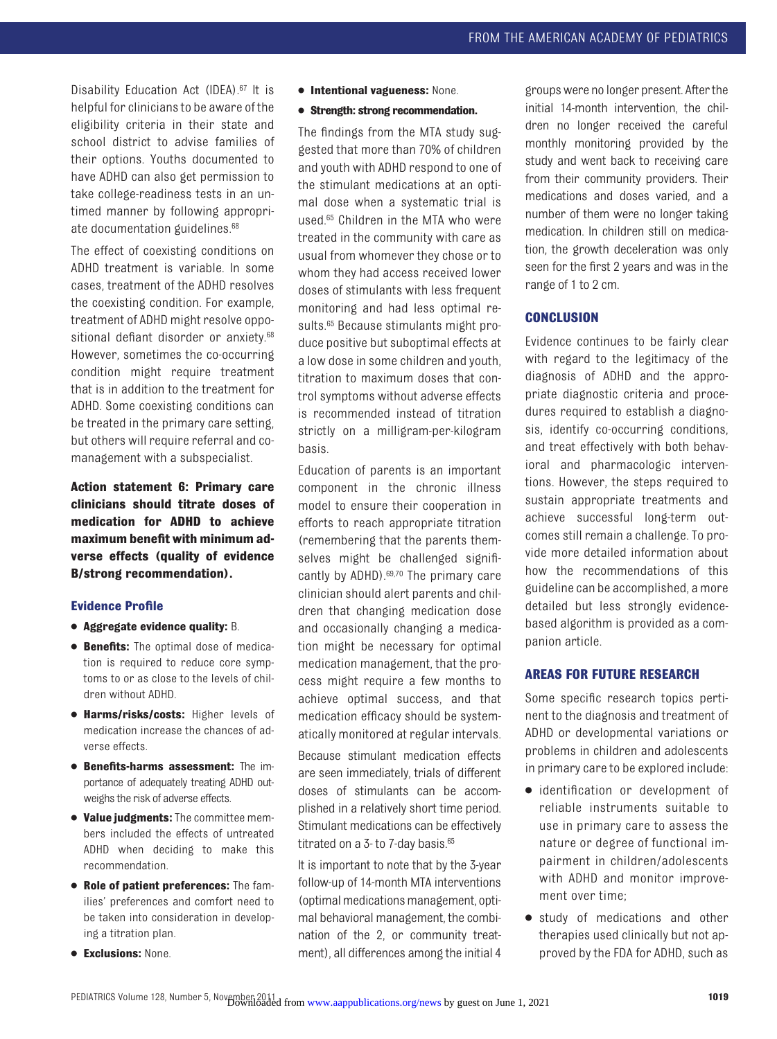Disability Education Act (IDEA).[67] It is helpful for clinicians to be aware of the eligibility criteria in their state and school district to advise families of their options. Youths documented to have ADHD can also get permission to take college-readiness tests in an untimed manner by following appropriate documentation guidelines.[68]

The effect of coexisting conditions on ADHD treatment is variable. In some cases, treatment of the ADHD resolves the coexisting condition. For example, treatment of ADHD might resolve oppositional defiant disorder or anxiety.[68] However, sometimes the co-occurring condition might require treatment that is in addition to the treatment for ADHD. Some coexisting conditions can be treated in the primary care setting, but others will require referral and comanagement with a subspecialist.

**Action statement 6: Primary care clinicians should titrate doses of medication for ADHD to achieve maximum benefit with minimum adverse effects (quality of evidence B/strong recommendation).**

### Evidence Profile

- **Aggregate evidence quality:** B.
- **Benefits:** The optimal dose of medication is required to reduce core symptoms to or as close to the levels of children without ADHD.
- **Harms/risks/costs:** Higher levels of medication increase the chances of adverse effects.
- **Benefits-harms assessment:** The importance of adequately treating ADHD outweighs the risk of adverse effects.
- **Value judgments:** The committee members included the effects of untreated ADHD when deciding to make this recommendation.
- **Role of patient preferences:** The families' preferences and comfort need to be taken into consideration in developing a titration plan.
- **Exclusions:** None.
- **Intentional vagueness:** None.
- **Strength: strong recommendation.**

The findings from the MTA study suggested that more than 70% of children and youth with ADHD respond to one of the stimulant medications at an optimal dose when a systematic trial is used.[65] Children in the MTA who were treated in the community with care as usual from whomever they chose or to whom they had access received lower doses of stimulants with less frequent monitoring and had less optimal results.[65] Because stimulants might produce positive but suboptimal effects at a low dose in some children and youth, titration to maximum doses that control symptoms without adverse effects is recommended instead of titration strictly on a milligram-per-kilogram basis.

Education of parents is an important component in the chronic illness model to ensure their cooperation in efforts to reach appropriate titration (remembering that the parents themselves might be challenged significantly by ADHD).[69,70] The primary care clinician should alert parents and children that changing medication dose and occasionally changing a medication might be necessary for optimal medication management, that the process might require a few months to achieve optimal success, and that medication efficacy should be systematically monitored at regular intervals.

Because stimulant medication effects are seen immediately, trials of different doses of stimulants can be accomplished in a relatively short time period. Stimulant medications can be effectively titrated on a 3- to 7-day basis.[65]

It is important to note that by the 3-year follow-up of 14-month MTA interventions (optimal medications management, optimal behavioral management, the combination of the 2, or community treatment), all differences among the initial 4 groups were no longer present. After the initial 14-month intervention, the children no longer received the careful monthly monitoring provided by the study and went back to receiving care from their community providers. Their medications and doses varied, and a number of them were no longer taking medication. In children still on medication, the growth deceleration was only seen for the first 2 years and was in the range of 1 to 2 cm.

## CONCLUSION

Evidence continues to be fairly clear with regard to the legitimacy of the diagnosis of ADHD and the appropriate diagnostic criteria and procedures required to establish a diagnosis, identify co-occurring conditions, and treat effectively with both behavioral and pharmacologic interventions. However, the steps required to sustain appropriate treatments and achieve successful long-term outcomes still remain a challenge. To provide more detailed information about how the recommendations of this guideline can be accomplished, a more detailed but less strongly evidence-based algorithm is provided as a companion article.

## AREAS FOR FUTURE RESEARCH

Some specific research topics pertinent to the diagnosis and treatment of ADHD or developmental variations or problems in children and adolescents in primary care to be explored include:

- identification or development of reliable instruments suitable to use in primary care to assess the nature or degree of functional impairment in children/adolescents with ADHD and monitor improvement over time;
- study of medications and other therapies used clinically but not approved by the FDA for ADHD, such as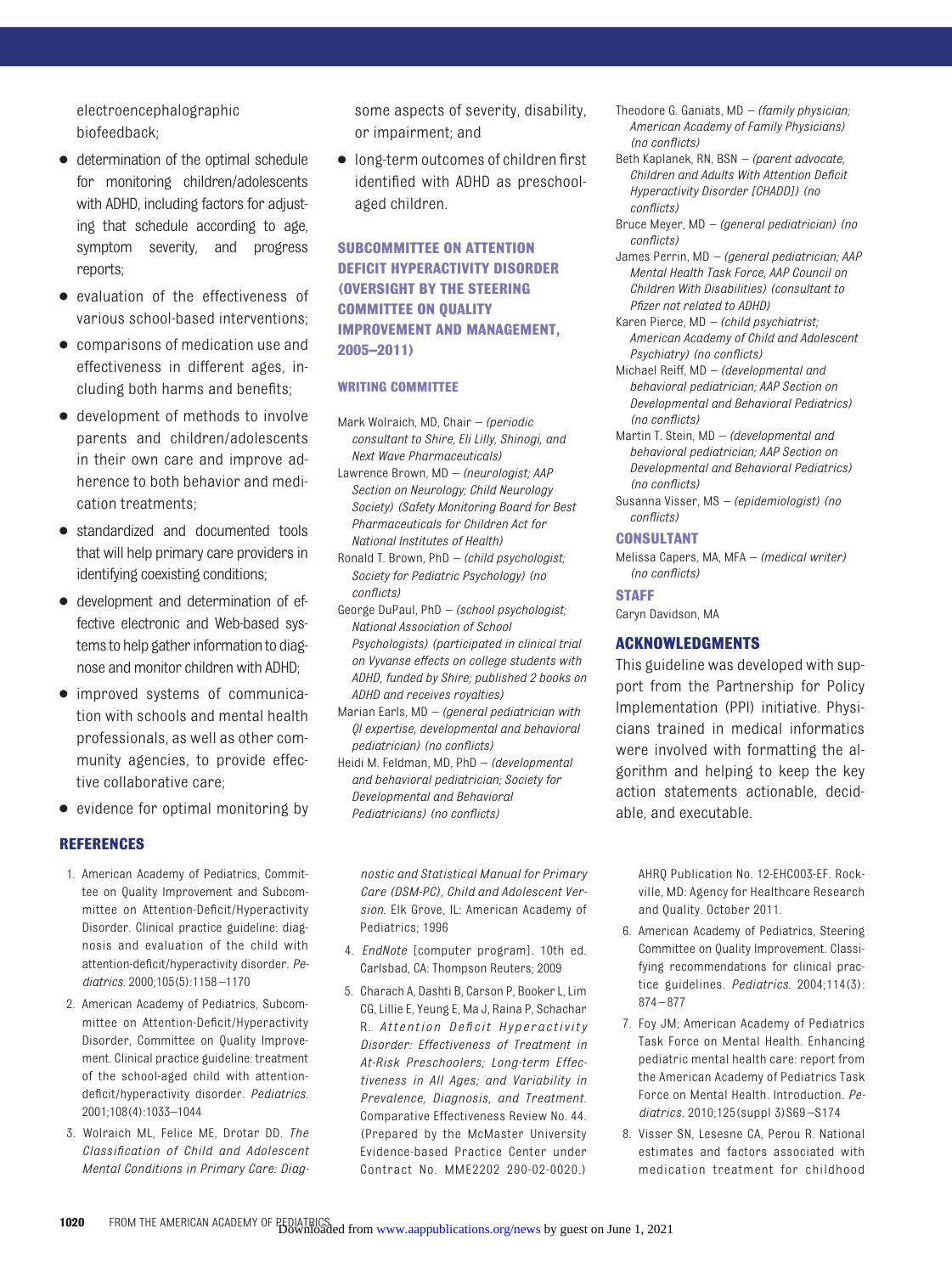electroencephalographic biofeedback;

- determination of the optimal schedule for monitoring children/adolescents with ADHD, including factors for adjusting that schedule according to age, symptom severity, and progress reports;
- evaluation of the effectiveness of various school-based interventions;
- comparisons of medication use and effectiveness in different ages, including both harms and benefits;
- development of methods to involve parents and children/adolescents in their own care and improve adherence to both behavior and medication treatments;
- standardized and documented tools that will help primary care providers in identifying coexisting conditions;
- development and determination of effective electronic and Web-based systems to help gather information to diagnose and monitor children with ADHD;
- improved systems of communication with schools and mental health professionals, as well as other community agencies, to provide effective collaborative care;
- evidence for optimal monitoring by some aspects of severity, disability, or impairment; and
- long-term outcomes of children first identified with ADHD as preschool-aged children.

## SUBCOMMITTEE ON ATTENTION DEFICIT HYPERACTIVITY DISORDER (OVERSIGHT BY THE STEERING COMMITTEE ON QUALITY IMPROVEMENT AND MANAGEMENT, 2005–2011)

### WRITING COMMITTEE

Mark Wolraich, MD, Chair – *(periodic consultant to Shire, Eli Lilly, Shinogi, and Next Wave Pharmaceuticals)*

Lawrence Brown, MD – *(neurologist; AAP Section on Neurology; Child Neurology Society) (Safety Monitoring Board for Best Pharmaceuticals for Children Act for National Institutes of Health)*

Ronald T. Brown, PhD – *(child psychologist; Society for Pediatric Psychology) (no conflicts)*

George DuPaul, PhD – *(school psychologist; National Association of School Psychologists) (participated in clinical trial on Vyvanse effects on college students with ADHD, funded by Shire; published 2 books on ADHD and receives royalties)*

Marian Earls, MD – *(general pediatrician with QI expertise, developmental and behavioral pediatrician) (no conflicts)*

Heidi M. Feldman, MD, PhD – *(developmental and behavioral pediatrician; Society for Developmental and Behavioral Pediatricians) (no conflicts)*

Theodore G. Ganiats, MD – *(family physician; American Academy of Family Physicians) (no conflicts)*

Beth Kaplanek, RN, BSN – *(parent advocate, Children and Adults With Attention Deficit Hyperactivity Disorder [CHADD]) (no conflicts)*

Bruce Meyer, MD – *(general pediatrician) (no conflicts)*

James Perrin, MD – *(general pediatrician; AAP Mental Health Task Force, AAP Council on Children With Disabilities) (consultant to Pfizer not related to ADHD)*

Karen Pierce, MD – *(child psychiatrist; American Academy of Child and Adolescent Psychiatry) (no conflicts)*

Michael Reiff, MD – *(developmental and behavioral pediatrician; AAP Section on Developmental and Behavioral Pediatrics) (no conflicts)*

Martin T. Stein, MD – *(developmental and behavioral pediatrician; AAP Section on Developmental and Behavioral Pediatrics) (no conflicts)*

Susanna Visser, MS – *(epidemiologist) (no conflicts)*

### CONSULTANT

Melissa Capers, MA, MFA – *(medical writer) (no conflicts)*

### STAFF

Caryn Davidson, MA

## ACKNOWLEDGMENTS

This guideline was developed with support from the Partnership for Policy Implementation (PPI) initiative. Physicians trained in medical informatics were involved with formatting the algorithm and helping to keep the key action statements actionable, decidable, and executable.

## REFERENCES

1. American Academy of Pediatrics, Committee on Quality Improvement and Subcommittee on Attention-Deficit/Hyperactivity Disorder. Clinical practice guideline: diagnosis and evaluation of the child with attention-deficit/hyperactivity disorder. *Pediatrics*. 2000;105(5):1158–1170
2. American Academy of Pediatrics, Subcommittee on Attention-Deficit/Hyperactivity Disorder, Committee on Quality Improvement. Clinical practice guideline: treatment of the school-aged child with attention-deficit/hyperactivity disorder. *Pediatrics*. 2001;108(4):1033–1044
3. Wolraich ML, Felice ME, Drotar DD. *The Classification of Child and Adolescent Mental Conditions in Primary Care: Diagnostic and Statistical Manual for Primary Care (DSM-PC), Child and Adolescent Version*. Elk Grove, IL: American Academy of Pediatrics; 1996
4. *EndNote* [computer program]. 10th ed. Carlsbad, CA: Thompson Reuters; 2009
5. Charach A, Dashti B, Carson P, Booker L, Lim CG, Lillie E, Yeung E, Ma J, Raina P, Schachar R. *Attention Deficit Hyperactivity Disorder: Effectiveness of Treatment in At-Risk Preschoolers; Long-term Effectiveness in All Ages; and Variability in Prevalence, Diagnosis, and Treatment*. Comparative Effectiveness Review No. 44. (Prepared by the McMaster University Evidence-based Practice Center under Contract No. MME2202 290-02-0020.) AHRQ Publication No. 12-EHC003-EF. Rockville, MD: Agency for Healthcare Research and Quality. October 2011.
6. American Academy of Pediatrics, Steering Committee on Quality Improvement. Classifying recommendations for clinical practice guidelines. *Pediatrics*. 2004;114(3):874–877
7. Foy JM; American Academy of Pediatrics Task Force on Mental Health. Enhancing pediatric mental health care: report from the American Academy of Pediatrics Task Force on Mental Health. Introduction. *Pediatrics*. 2010;125(suppl 3)S69–S174
8. Visser SN, Lesesne CA, Perou R. National estimates and factors associated with medication treatment for childhood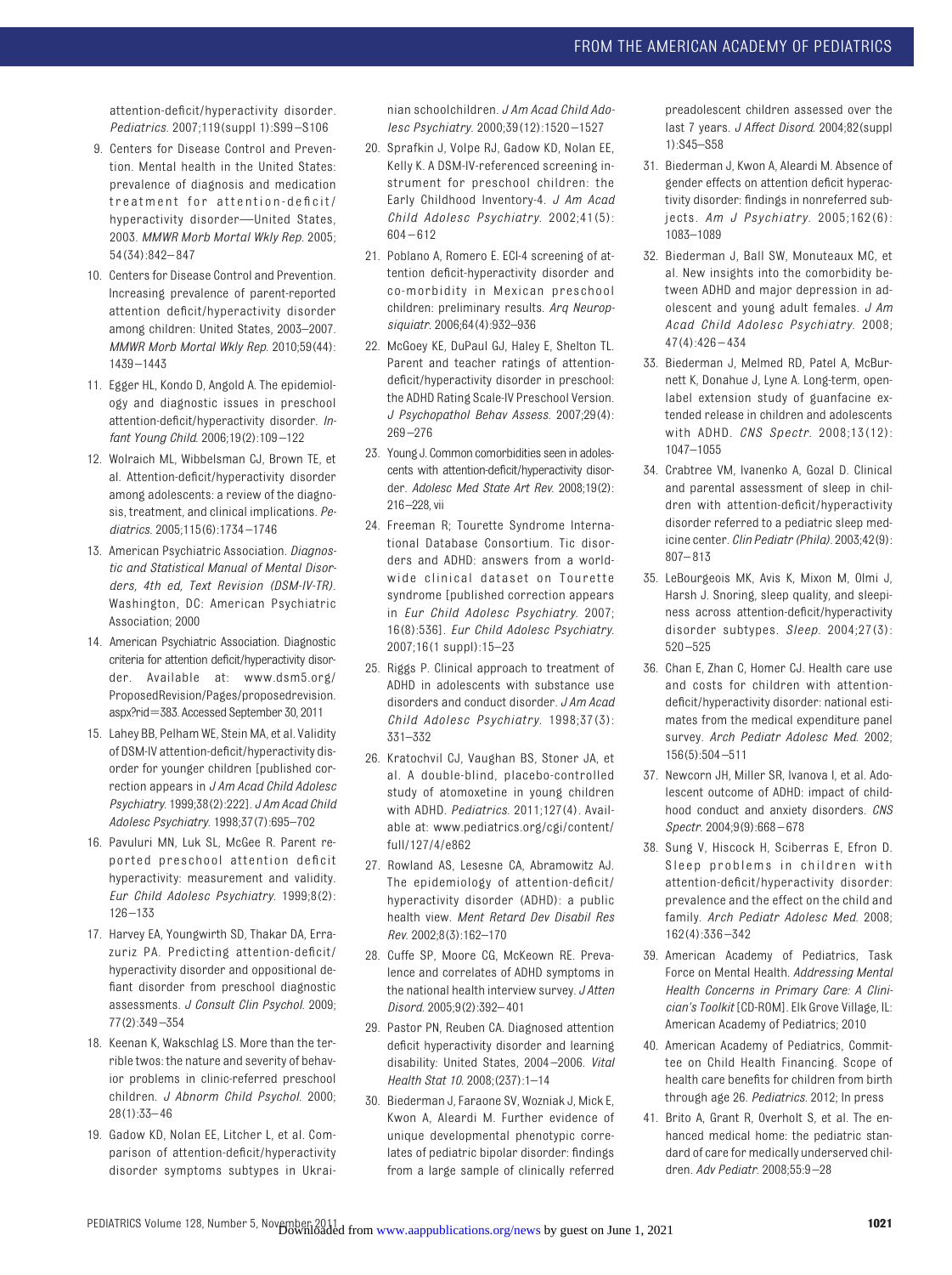attention-deficit/hyperactivity disorder. *Pediatrics*. 2007;119(suppl 1):S99–S106

9. Centers for Disease Control and Prevention. Mental health in the United States: prevalence of diagnosis and medication treatment for attention-deficit/hyperactivity disorder—United States, 2003. *MMWR Morb Mortal Wkly Rep*. 2005; 54(34):842–847
10. Centers for Disease Control and Prevention. Increasing prevalence of parent-reported attention deficit/hyperactivity disorder among children: United States, 2003–2007. *MMWR Morb Mortal Wkly Rep*. 2010;59(44): 1439–1443
11. Egger HL, Kondo D, Angold A. The epidemiology and diagnostic issues in preschool attention-deficit/hyperactivity disorder. *Infant Young Child*. 2006;19(2):109–122
12. Wolraich ML, Wibbelsman CJ, Brown TE, et al. Attention-deficit/hyperactivity disorder among adolescents: a review of the diagnosis, treatment, and clinical implications. *Pediatrics*. 2005;115(6):1734–1746
13. American Psychiatric Association. *Diagnostic and Statistical Manual of Mental Disorders, 4th ed, Text Revision (DSM-IV-TR)*. Washington, DC: American Psychiatric Association; 2000
14. American Psychiatric Association. Diagnostic criteria for attention deficit/hyperactivity disorder. Available at: www.dsm5.org/ProposedRevision/Pages/proposedrevision.aspx?rid=383. Accessed September 30, 2011
15. Lahey BB, Pelham WE, Stein MA, et al. Validity of DSM-IV attention-deficit/hyperactivity disorder for younger children [published correction appears in *J Am Acad Child Adolesc Psychiatry*. 1999;38(2):222]. *J Am Acad Child Adolesc Psychiatry*. 1998;37(7):695–702
16. Pavuluri MN, Luk SL, McGee R. Parent reported preschool attention deficit hyperactivity: measurement and validity. *Eur Child Adolesc Psychiatry*. 1999;8(2): 126–133
17. Harvey EA, Youngwirth SD, Thakar DA, Errazuriz PA. Predicting attention-deficit/hyperactivity disorder and oppositional defiant disorder from preschool diagnostic assessments. *J Consult Clin Psychol*. 2009; 77(2):349–354
18. Keenan K, Wakschlag LS. More than the terrible twos: the nature and severity of behavior problems in clinic-referred preschool children. *J Abnorm Child Psychol*. 2000; 28(1):33–46
19. Gadow KD, Nolan EE, Litcher L, et al. Comparison of attention-deficit/hyperactivity disorder symptoms subtypes in Ukrainian schoolchildren. *J Am Acad Child Adolesc Psychiatry*. 2000;39(12):1520–1527
20. Sprafkin J, Volpe RJ, Gadow KD, Nolan EE, Kelly K. A DSM-IV-referenced screening instrument for preschool children: the Early Childhood Inventory-4. *J Am Acad Child Adolesc Psychiatry*. 2002;41(5): 604–612
21. Poblano A, Romero E. ECI-4 screening of attention deficit-hyperactivity disorder and co-morbidity in Mexican preschool children: preliminary results. *Arq Neuropsiquiatr*. 2006;64(4):932–936
22. McGoey KE, DuPaul GJ, Haley E, Shelton TL. Parent and teacher ratings of attention-deficit/hyperactivity disorder in preschool: the ADHD Rating Scale-IV Preschool Version. *J Psychopathol Behav Assess*. 2007;29(4): 269–276
23. Young J. Common comorbidities seen in adolescents with attention-deficit/hyperactivity disorder. *Adolesc Med State Art Rev*. 2008;19(2): 216–228, vii
24. Freeman R; Tourette Syndrome International Database Consortium. Tic disorders and ADHD: answers from a world-wide clinical dataset on Tourette syndrome [published correction appears in *Eur Child Adolesc Psychiatry*. 2007; 16(8):536]. *Eur Child Adolesc Psychiatry*. 2007;16(1 suppl):15–23
25. Riggs P. Clinical approach to treatment of ADHD in adolescents with substance use disorders and conduct disorder. *J Am Acad Child Adolesc Psychiatry*. 1998;37(3): 331–332
26. Kratochvil CJ, Vaughan BS, Stoner JA, et al. A double-blind, placebo-controlled study of atomoxetine in young children with ADHD. *Pediatrics*. 2011;127(4). Available at: www.pediatrics.org/cgi/content/full/127/4/e862
27. Rowland AS, Lesesne CA, Abramowitz AJ. The epidemiology of attention-deficit/hyperactivity disorder (ADHD): a public health view. *Ment Retard Dev Disabil Res Rev*. 2002;8(3):162–170
28. Cuffe SP, Moore CG, McKeown RE. Prevalence and correlates of ADHD symptoms in the national health interview survey. *J Atten Disord*. 2005;9(2):392–401
29. Pastor PN, Reuben CA. Diagnosed attention deficit hyperactivity disorder and learning disability: United States, 2004–2006. *Vital Health Stat 10*. 2008;(237):1–14
30. Biederman J, Faraone SV, Wozniak J, Mick E, Kwon A, Aleardi M. Further evidence of unique developmental phenotypic correlates of pediatric bipolar disorder: findings from a large sample of clinically referred preadolescent children assessed over the last 7 years. *J Affect Disord*. 2004;82(suppl 1):S45–S58
31. Biederman J, Kwon A, Aleardi M. Absence of gender effects on attention deficit hyperactivity disorder: findings in nonreferred subjects. *Am J Psychiatry*. 2005;162(6): 1083–1089
32. Biederman J, Ball SW, Monuteaux MC, et al. New insights into the comorbidity between ADHD and major depression in adolescent and young adult females. *J Am Acad Child Adolesc Psychiatry*. 2008; 47(4):426–434
33. Biederman J, Melmed RD, Patel A, McBurnett K, Donahue J, Lyne A. Long-term, open-label extension study of guanfacine extended release in children and adolescents with ADHD. *CNS Spectr*. 2008;13(12): 1047–1055
34. Crabtree VM, Ivanenko A, Gozal D. Clinical and parental assessment of sleep in children with attention-deficit/hyperactivity disorder referred to a pediatric sleep medicine center. *Clin Pediatr (Phila)*. 2003;42(9): 807–813
35. LeBourgeois MK, Avis K, Mixon M, Olmi J, Harsh J. Snoring, sleep quality, and sleepiness across attention-deficit/hyperactivity disorder subtypes. *Sleep*. 2004;27(3): 520–525
36. Chan E, Zhan C, Homer CJ. Health care use and costs for children with attention-deficit/hyperactivity disorder: national estimates from the medical expenditure panel survey. *Arch Pediatr Adolesc Med*. 2002; 156(5):504–511
37. Newcorn JH, Miller SR, Ivanova I, et al. Adolescent outcome of ADHD: impact of childhood conduct and anxiety disorders. *CNS Spectr*. 2004;9(9):668–678
38. Sung V, Hiscock H, Sciberras E, Efron D. Sleep problems in children with attention-deficit/hyperactivity disorder: prevalence and the effect on the child and family. *Arch Pediatr Adolesc Med*. 2008; 162(4):336–342
39. American Academy of Pediatrics, Task Force on Mental Health. *Addressing Mental Health Concerns in Primary Care: A Clinician's Toolkit* [CD-ROM]. Elk Grove Village, IL: American Academy of Pediatrics; 2010
40. American Academy of Pediatrics, Committee on Child Health Financing. Scope of health care benefits for children from birth through age 26. *Pediatrics*. 2012; In press
41. Brito A, Grant R, Overholt S, et al. The enhanced medical home: the pediatric standard of care for medically underserved children. *Adv Pediatr*. 2008;55:9–28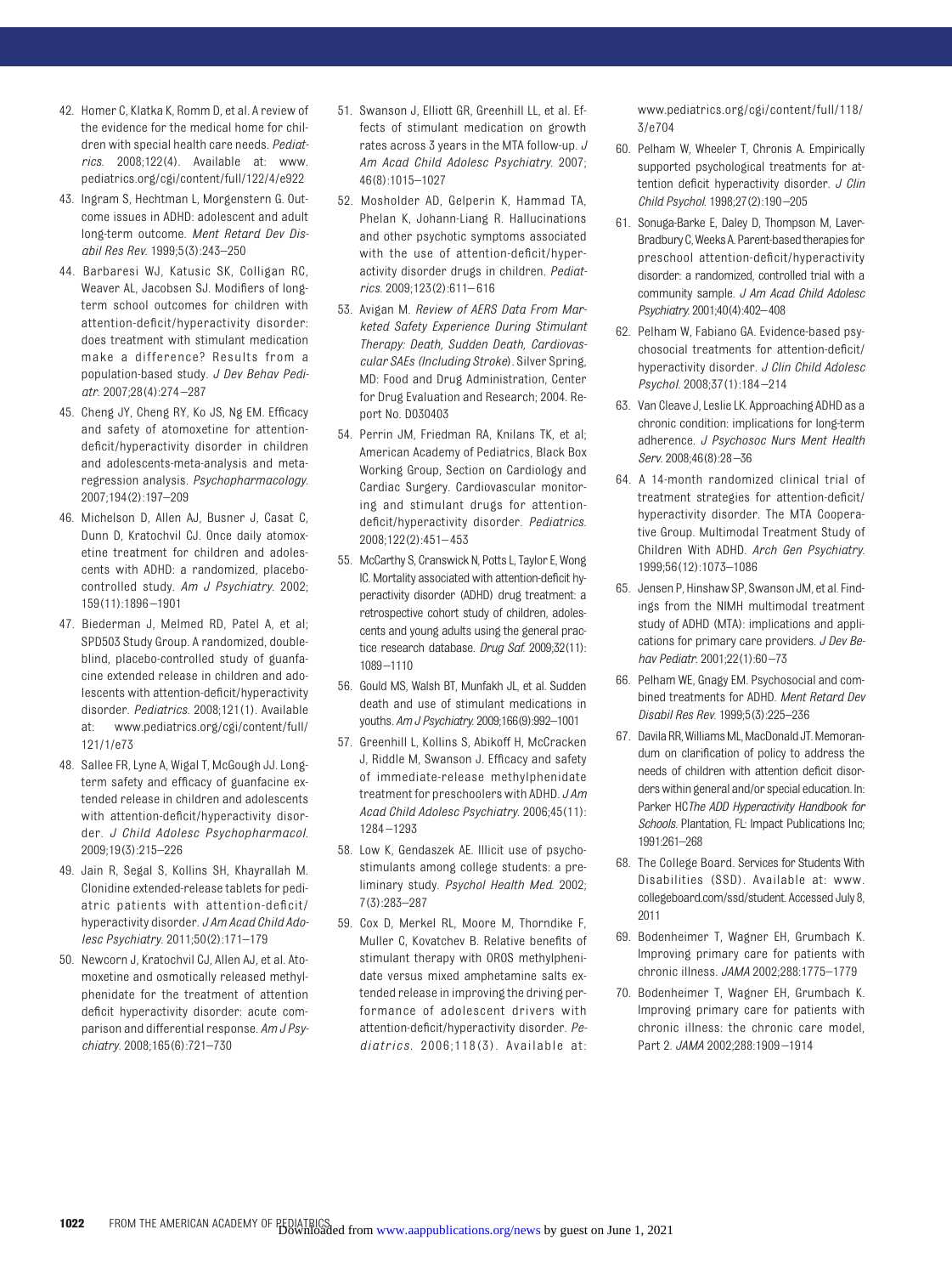42. Homer C, Klatka K, Romm D, et al. A review of the evidence for the medical home for children with special health care needs. *Pediatrics.* 2008;122(4). Available at: www.pediatrics.org/cgi/content/full/122/4/e922
43. Ingram S, Hechtman L, Morgenstern G. Outcome issues in ADHD: adolescent and adult long-term outcome. *Ment Retard Dev Disabil Res Rev.* 1999;5(3):243–250
44. Barbaresi WJ, Katusic SK, Colligan RC, Weaver AL, Jacobsen SJ. Modifiers of long-term school outcomes for children with attention-deficit/hyperactivity disorder: does treatment with stimulant medication make a difference? Results from a population-based study. *J Dev Behav Pediatr.* 2007;28(4):274–287
45. Cheng JY, Cheng RY, Ko JS, Ng EM. Efficacy and safety of atomoxetine for attention-deficit/hyperactivity disorder in children and adolescents-meta-analysis and meta-regression analysis. *Psychopharmacology.* 2007;194(2):197–209
46. Michelson D, Allen AJ, Busner J, Casat C, Dunn D, Kratochvil CJ. Once daily atomoxetine treatment for children and adolescents with ADHD: a randomized, placebo-controlled study. *Am J Psychiatry.* 2002; 159(11):1896–1901
47. Biederman J, Melmed RD, Patel A, et al; SPD503 Study Group. A randomized, double-blind, placebo-controlled study of guanfacine extended release in children and adolescents with attention-deficit/hyperactivity disorder. *Pediatrics.* 2008;121(1). Available at: www.pediatrics.org/cgi/content/full/121/1/e73
48. Sallee FR, Lyne A, Wigal T, McGough JJ. Long-term safety and efficacy of guanfacine extended release in children and adolescents with attention-deficit/hyperactivity disorder. *J Child Adolesc Psychopharmacol.* 2009;19(3):215–226
49. Jain R, Segal S, Kollins SH, Khayrallah M. Clonidine extended-release tablets for pediatric patients with attention-deficit/hyperactivity disorder. *J Am Acad Child Adolesc Psychiatry.* 2011;50(2):171–179
50. Newcorn J, Kratochvil CJ, Allen AJ, et al. Atomoxetine and osmotically released methylphenidate for the treatment of attention deficit hyperactivity disorder: acute comparison and differential response. *Am J Psychiatry.* 2008;165(6):721–730
51. Swanson J, Elliott GR, Greenhill LL, et al. Effects of stimulant medication on growth rates across 3 years in the MTA follow-up. *J Am Acad Child Adolesc Psychiatry.* 2007; 46(8):1015–1027
52. Mosholder AD, Gelperin K, Hammad TA, Phelan K, Johann-Liang R. Hallucinations and other psychotic symptoms associated with the use of attention-deficit/hyperactivity disorder drugs in children. *Pediatrics.* 2009;123(2):611–616
53. Avigan M. *Review of AERS Data From Marketed Safety Experience During Stimulant Therapy: Death, Sudden Death, Cardiovascular SAEs (Including Stroke)*. Silver Spring, MD: Food and Drug Administration, Center for Drug Evaluation and Research; 2004. Report No. D030403
54. Perrin JM, Friedman RA, Knilans TK, et al; American Academy of Pediatrics, Black Box Working Group, Section on Cardiology and Cardiac Surgery. Cardiovascular monitoring and stimulant drugs for attention-deficit/hyperactivity disorder. *Pediatrics.* 2008;122(2):451–453
55. McCarthy S, Cranswick N, Potts L, Taylor E, Wong IC. Mortality associated with attention-deficit hyperactivity disorder (ADHD) drug treatment: a retrospective cohort study of children, adolescents and young adults using the general practice research database. *Drug Saf.* 2009;32(11): 1089–1110
56. Gould MS, Walsh BT, Munfakh JL, et al. Sudden death and use of stimulant medications in youths. *Am J Psychiatry.* 2009;166(9):992–1001
57. Greenhill L, Kollins S, Abikoff H, McCracken J, Riddle M, Swanson J. Efficacy and safety of immediate-release methylphenidate treatment for preschoolers with ADHD. *J Am Acad Child Adolesc Psychiatry.* 2006;45(11): 1284–1293
58. Low K, Gendaszek AE. Illicit use of psychostimulants among college students: a preliminary study. *Psychol Health Med.* 2002; 7(3):283–287
59. Cox D, Merkel RL, Moore M, Thorndike F, Muller C, Kovatchev B. Relative benefits of stimulant therapy with OROS methylphenidate versus mixed amphetamine salts extended release in improving the driving performance of adolescent drivers with attention-deficit/hyperactivity disorder. *Pediatrics.* 2006;118(3). Available at: www.pediatrics.org/cgi/content/full/118/3/e704
60. Pelham W, Wheeler T, Chronis A. Empirically supported psychological treatments for attention deficit hyperactivity disorder. *J Clin Child Psychol.* 1998;27(2):190–205
61. Sonuga-Barke E, Daley D, Thompson M, Laver-Bradbury C, Weeks A. Parent-based therapies for preschool attention-deficit/hyperactivity disorder: a randomized, controlled trial with a community sample. *J Am Acad Child Adolesc Psychiatry.* 2001;40(4):402–408
62. Pelham W, Fabiano GA. Evidence-based psychosocial treatments for attention-deficit/hyperactivity disorder. *J Clin Child Adolesc Psychol.* 2008;37(1):184–214
63. Van Cleave J, Leslie LK. Approaching ADHD as a chronic condition: implications for long-term adherence. *J Psychosoc Nurs Ment Health Serv.* 2008;46(8):28–36
64. A 14-month randomized clinical trial of treatment strategies for attention-deficit/hyperactivity disorder. The MTA Cooperative Group. Multimodal Treatment Study of Children With ADHD. *Arch Gen Psychiatry.* 1999;56(12):1073–1086
65. Jensen P, Hinshaw SP, Swanson JM, et al. Findings from the NIMH multimodal treatment study of ADHD (MTA): implications and applications for primary care providers. *J Dev Behav Pediatr.* 2001;22(1):60–73
66. Pelham WE, Gnagy EM. Psychosocial and combined treatments for ADHD. *Ment Retard Dev Disabil Res Rev.* 1999;5(3):225–236
67. Davila RR, Williams ML, MacDonald JT. Memorandum on clarification of policy to address the needs of children with attention deficit disorders within general and/or special education. In: Parker HC *The ADD Hyperactivity Handbook for Schools.* Plantation, FL: Impact Publications Inc; 1991:261–268
68. The College Board. Services for Students With Disabilities (SSD). Available at: www.collegeboard.com/ssd/student. Accessed July 8, 2011
69. Bodenheimer T, Wagner EH, Grumbach K. Improving primary care for patients with chronic illness. *JAMA* 2002;288:1775–1779
70. Bodenheimer T, Wagner EH, Grumbach K. Improving primary care for patients with chronic illness: the chronic care model, Part 2. *JAMA* 2002;288:1909–1914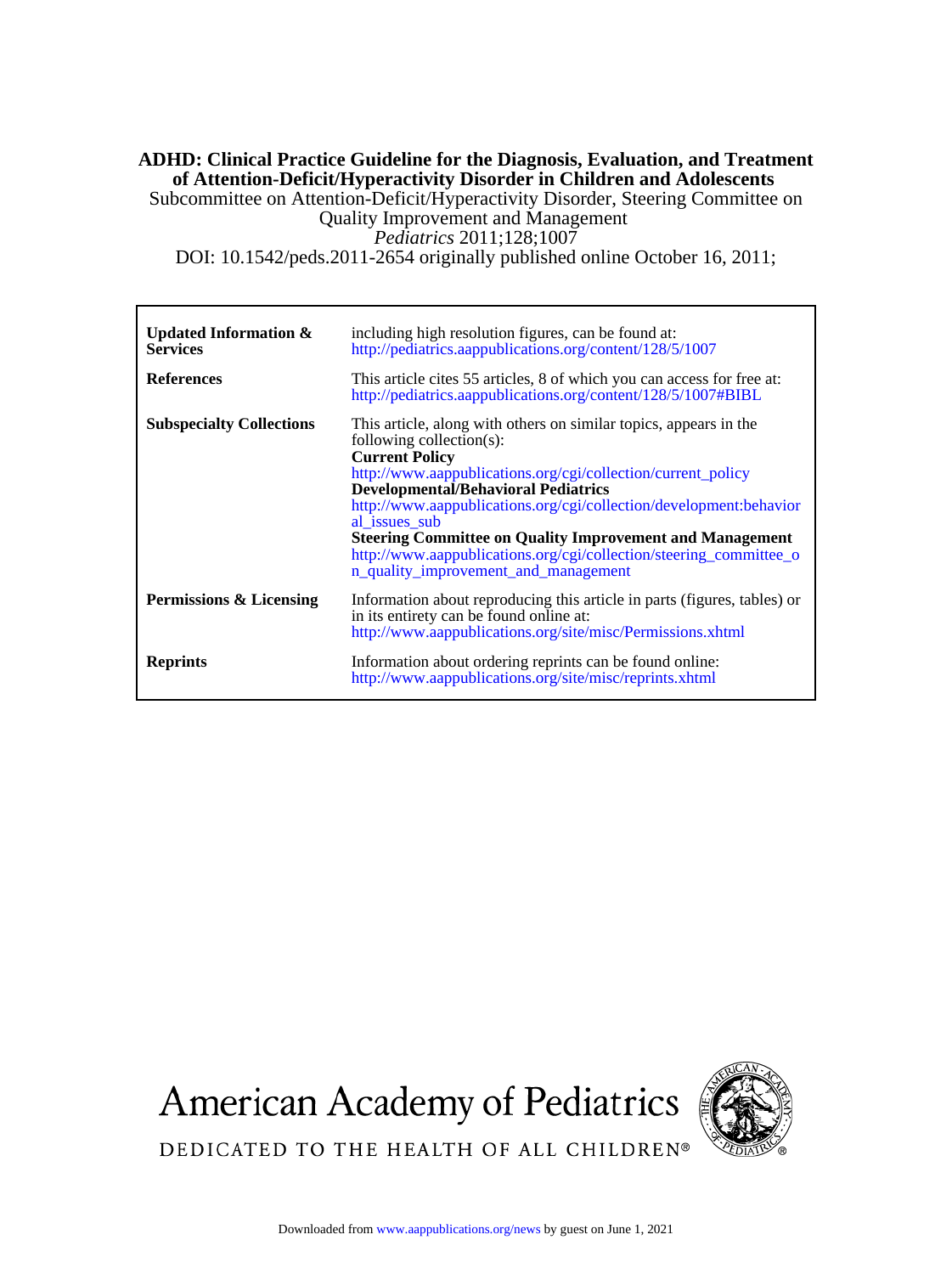**ADHD: Clinical Practice Guideline for the Diagnosis, Evaluation, and Treatment of Attention-Deficit/Hyperactivity Disorder in Children and Adolescents**

Subcommittee on Attention-Deficit/Hyperactivity Disorder, Steering Committee on Quality Improvement and Management

*Pediatrics* 2011;128;1007

DOI: 10.1542/peds.2011-2654 originally published online October 16, 2011;

| | |
|---|---|
| **Updated Information & Services** | including high resolution figures, can be found at: http://pediatrics.aappublications.org/content/128/5/1007 |
| **References** | This article cites 55 articles, 8 of which you can access for free at: http://pediatrics.aappublications.org/content/128/5/1007#BIBL |
| **Subspecialty Collections** | This article, along with others on similar topics, appears in the following collection(s): **Current Policy** http://www.aappublications.org/cgi/collection/current_policy **Developmental/Behavioral Pediatrics** http://www.aappublications.org/cgi/collection/development:behavioral_issues_sub **Steering Committee on Quality Improvement and Management** http://www.aappublications.org/cgi/collection/steering_committee_on_quality_improvement_and_management |
| **Permissions & Licensing** | Information about reproducing this article in parts (figures, tables) or in its entirety can be found online at: http://www.aappublications.org/site/misc/Permissions.xhtml |
| **Reprints** | Information about ordering reprints can be found online: http://www.aappublications.org/site/misc/reprints.xhtml |

American Academy of Pediatrics

DEDICATED TO THE HEALTH OF ALL CHILDREN®

Downloaded from www.aappublications.org/news by guest on June 1, 2021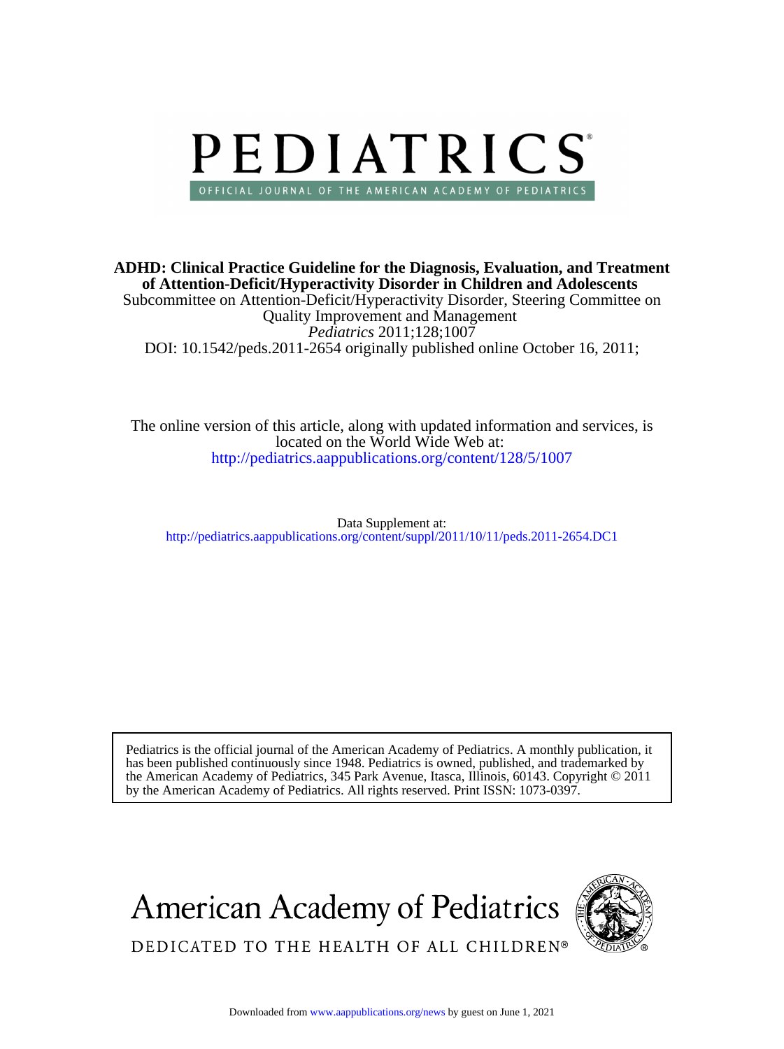# PEDIATRICS

OFFICIAL JOURNAL OF THE AMERICAN ACADEMY OF PEDIATRICS

**ADHD: Clinical Practice Guideline for the Diagnosis, Evaluation, and Treatment of Attention-Deficit/Hyperactivity Disorder in Children and Adolescents**

Subcommittee on Attention-Deficit/Hyperactivity Disorder, Steering Committee on Quality Improvement and Management

*Pediatrics* 2011;128;1007

DOI: 10.1542/peds.2011-2654 originally published online October 16, 2011;

The online version of this article, along with updated information and services, is located on the World Wide Web at:

http://pediatrics.aappublications.org/content/128/5/1007

Data Supplement at:

http://pediatrics.aappublications.org/content/suppl/2011/10/11/peds.2011-2654.DC1

Pediatrics is the official journal of the American Academy of Pediatrics. A monthly publication, it has been published continuously since 1948. Pediatrics is owned, published, and trademarked by the American Academy of Pediatrics, 345 Park Avenue, Itasca, Illinois, 60143. Copyright © 2011 by the American Academy of Pediatrics. All rights reserved. Print ISSN: 1073-0397.

American Academy of Pediatrics

DEDICATED TO THE HEALTH OF ALL CHILDREN®

Downloaded from www.aappublications.org/news by guest on June 1, 2021